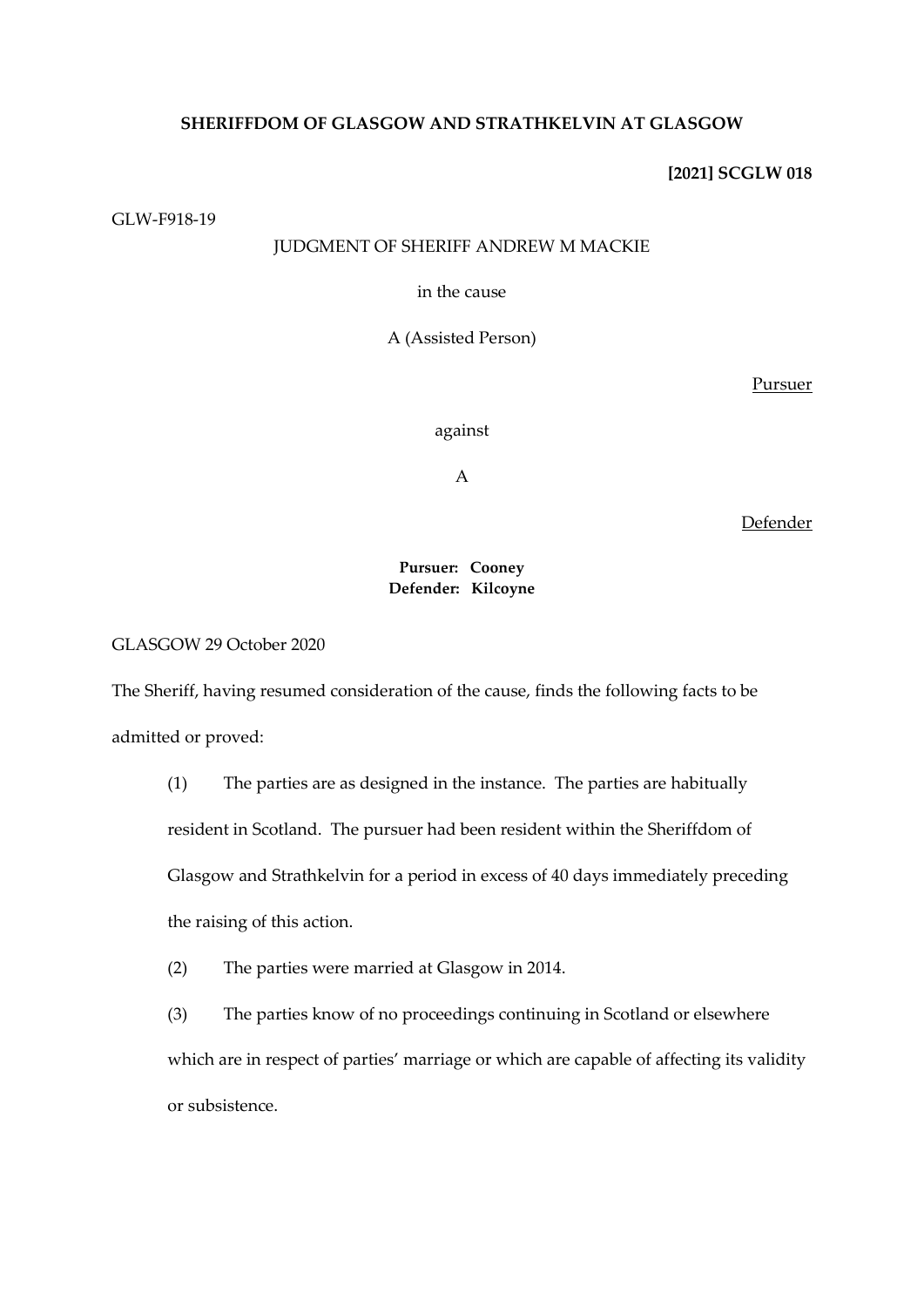**SHERIFFDOM OF GLASGOW AND STRATHKELVIN AT GLASGOW**

**[2021] SCGLW 018**

GLW-F918-19

JUDGMENT OF SHERIFF ANDREW M MACKIE

in the cause

A (Assisted Person)

<u>Pursuer</u>

against

A

<u>Defender</u>

**Pursuer: Cooney**
**Defender: Kilcoyne**

GLASGOW 29 October 2020

The Sheriff, having resumed consideration of the cause, finds the following facts to be admitted or proved:

(1) The parties are as designed in the instance. The parties are habitually resident in Scotland. The pursuer had been resident within the Sheriffdom of Glasgow and Strathkelvin for a period in excess of 40 days immediately preceding the raising of this action.

(2) The parties were married at Glasgow in 2014.

(3) The parties know of no proceedings continuing in Scotland or elsewhere which are in respect of parties' marriage or which are capable of affecting its validity or subsistence.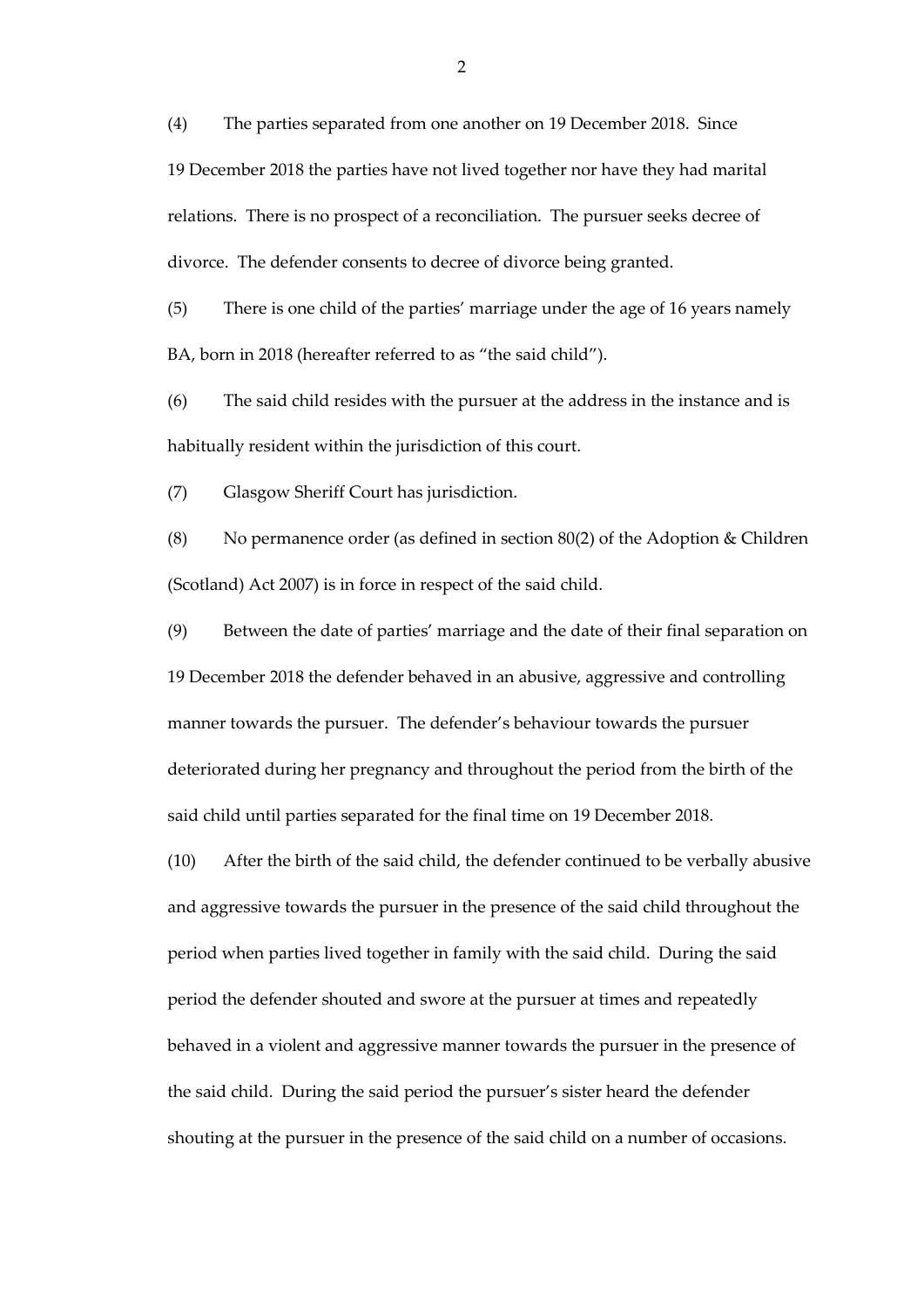(4) The parties separated from one another on 19 December 2018. Since 19 December 2018 the parties have not lived together nor have they had marital relations. There is no prospect of a reconciliation. The pursuer seeks decree of divorce. The defender consents to decree of divorce being granted.

(5) There is one child of the parties' marriage under the age of 16 years namely BA, born in 2018 (hereafter referred to as "the said child").

(6) The said child resides with the pursuer at the address in the instance and is habitually resident within the jurisdiction of this court.

(7) Glasgow Sheriff Court has jurisdiction.

(8) No permanence order (as defined in section 80(2) of the Adoption & Children (Scotland) Act 2007) is in force in respect of the said child.

(9) Between the date of parties' marriage and the date of their final separation on 19 December 2018 the defender behaved in an abusive, aggressive and controlling manner towards the pursuer. The defender's behaviour towards the pursuer deteriorated during her pregnancy and throughout the period from the birth of the said child until parties separated for the final time on 19 December 2018.

(10) After the birth of the said child, the defender continued to be verbally abusive and aggressive towards the pursuer in the presence of the said child throughout the period when parties lived together in family with the said child. During the said period the defender shouted and swore at the pursuer at times and repeatedly behaved in a violent and aggressive manner towards the pursuer in the presence of the said child. During the said period the pursuer's sister heard the defender shouting at the pursuer in the presence of the said child on a number of occasions.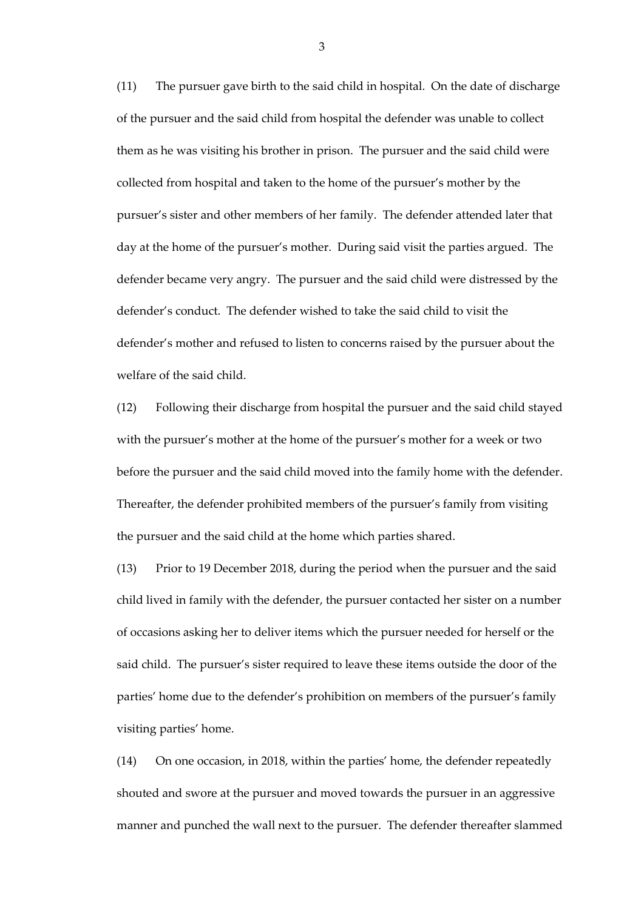(11) The pursuer gave birth to the said child in hospital. On the date of discharge of the pursuer and the said child from hospital the defender was unable to collect them as he was visiting his brother in prison. The pursuer and the said child were collected from hospital and taken to the home of the pursuer's mother by the pursuer's sister and other members of her family. The defender attended later that day at the home of the pursuer's mother. During said visit the parties argued. The defender became very angry. The pursuer and the said child were distressed by the defender's conduct. The defender wished to take the said child to visit the defender's mother and refused to listen to concerns raised by the pursuer about the welfare of the said child.

(12) Following their discharge from hospital the pursuer and the said child stayed with the pursuer's mother at the home of the pursuer's mother for a week or two before the pursuer and the said child moved into the family home with the defender. Thereafter, the defender prohibited members of the pursuer's family from visiting the pursuer and the said child at the home which parties shared.

(13) Prior to 19 December 2018, during the period when the pursuer and the said child lived in family with the defender, the pursuer contacted her sister on a number of occasions asking her to deliver items which the pursuer needed for herself or the said child. The pursuer's sister required to leave these items outside the door of the parties' home due to the defender's prohibition on members of the pursuer's family visiting parties' home.

(14) On one occasion, in 2018, within the parties' home, the defender repeatedly shouted and swore at the pursuer and moved towards the pursuer in an aggressive manner and punched the wall next to the pursuer. The defender thereafter slammed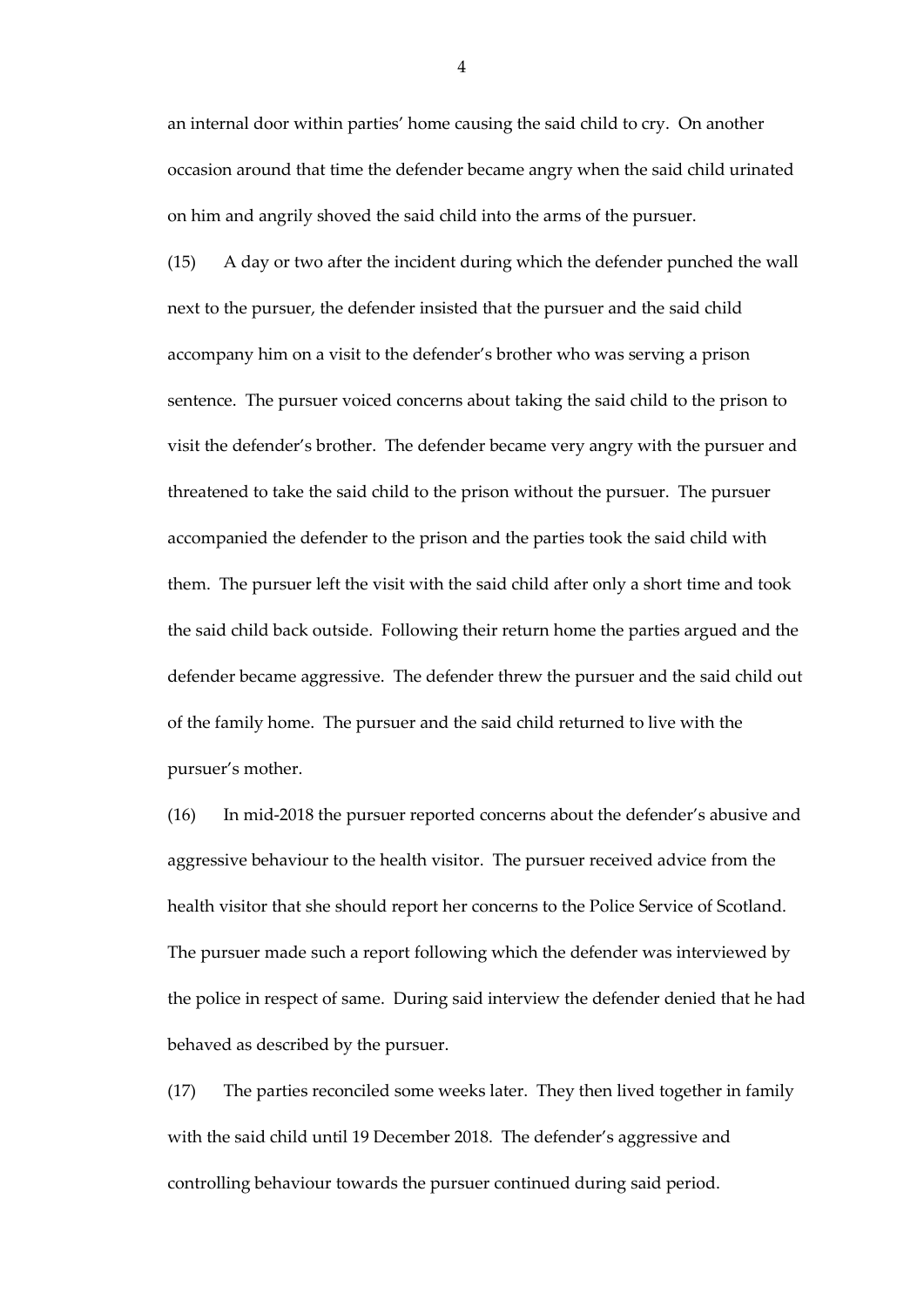an internal door within parties' home causing the said child to cry. On another occasion around that time the defender became angry when the said child urinated on him and angrily shoved the said child into the arms of the pursuer.

(15) A day or two after the incident during which the defender punched the wall next to the pursuer, the defender insisted that the pursuer and the said child accompany him on a visit to the defender's brother who was serving a prison sentence. The pursuer voiced concerns about taking the said child to the prison to visit the defender's brother. The defender became very angry with the pursuer and threatened to take the said child to the prison without the pursuer. The pursuer accompanied the defender to the prison and the parties took the said child with them. The pursuer left the visit with the said child after only a short time and took the said child back outside. Following their return home the parties argued and the defender became aggressive. The defender threw the pursuer and the said child out of the family home. The pursuer and the said child returned to live with the pursuer's mother.

(16) In mid-2018 the pursuer reported concerns about the defender's abusive and aggressive behaviour to the health visitor. The pursuer received advice from the health visitor that she should report her concerns to the Police Service of Scotland. The pursuer made such a report following which the defender was interviewed by the police in respect of same. During said interview the defender denied that he had behaved as described by the pursuer.

(17) The parties reconciled some weeks later. They then lived together in family with the said child until 19 December 2018. The defender's aggressive and controlling behaviour towards the pursuer continued during said period.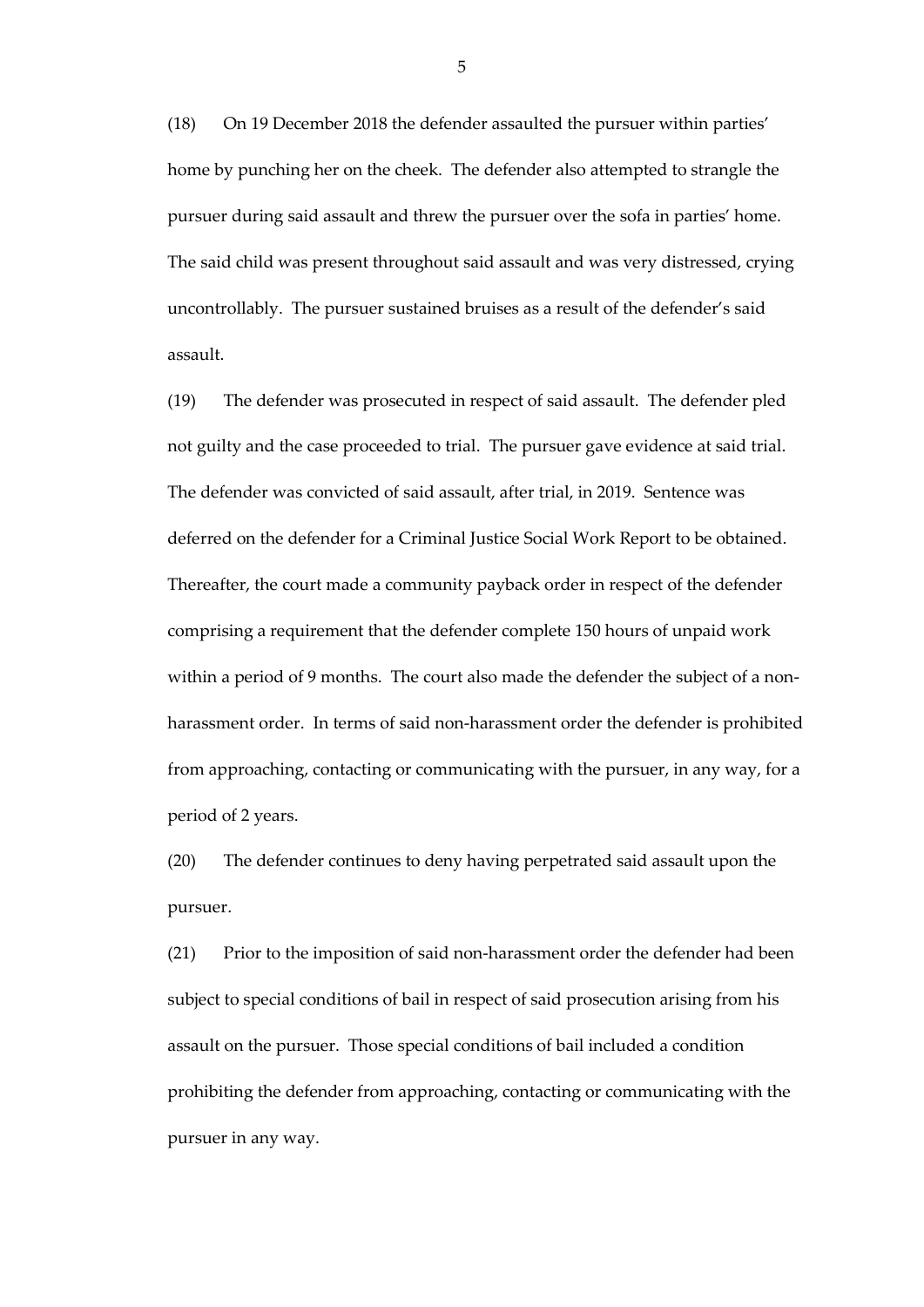(18) On 19 December 2018 the defender assaulted the pursuer within parties' home by punching her on the cheek. The defender also attempted to strangle the pursuer during said assault and threw the pursuer over the sofa in parties' home. The said child was present throughout said assault and was very distressed, crying uncontrollably. The pursuer sustained bruises as a result of the defender's said assault.

(19) The defender was prosecuted in respect of said assault. The defender pled not guilty and the case proceeded to trial. The pursuer gave evidence at said trial. The defender was convicted of said assault, after trial, in 2019. Sentence was deferred on the defender for a Criminal Justice Social Work Report to be obtained. Thereafter, the court made a community payback order in respect of the defender comprising a requirement that the defender complete 150 hours of unpaid work within a period of 9 months. The court also made the defender the subject of a non-harassment order. In terms of said non-harassment order the defender is prohibited from approaching, contacting or communicating with the pursuer, in any way, for a period of 2 years.

(20) The defender continues to deny having perpetrated said assault upon the pursuer.

(21) Prior to the imposition of said non-harassment order the defender had been subject to special conditions of bail in respect of said prosecution arising from his assault on the pursuer. Those special conditions of bail included a condition prohibiting the defender from approaching, contacting or communicating with the pursuer in any way.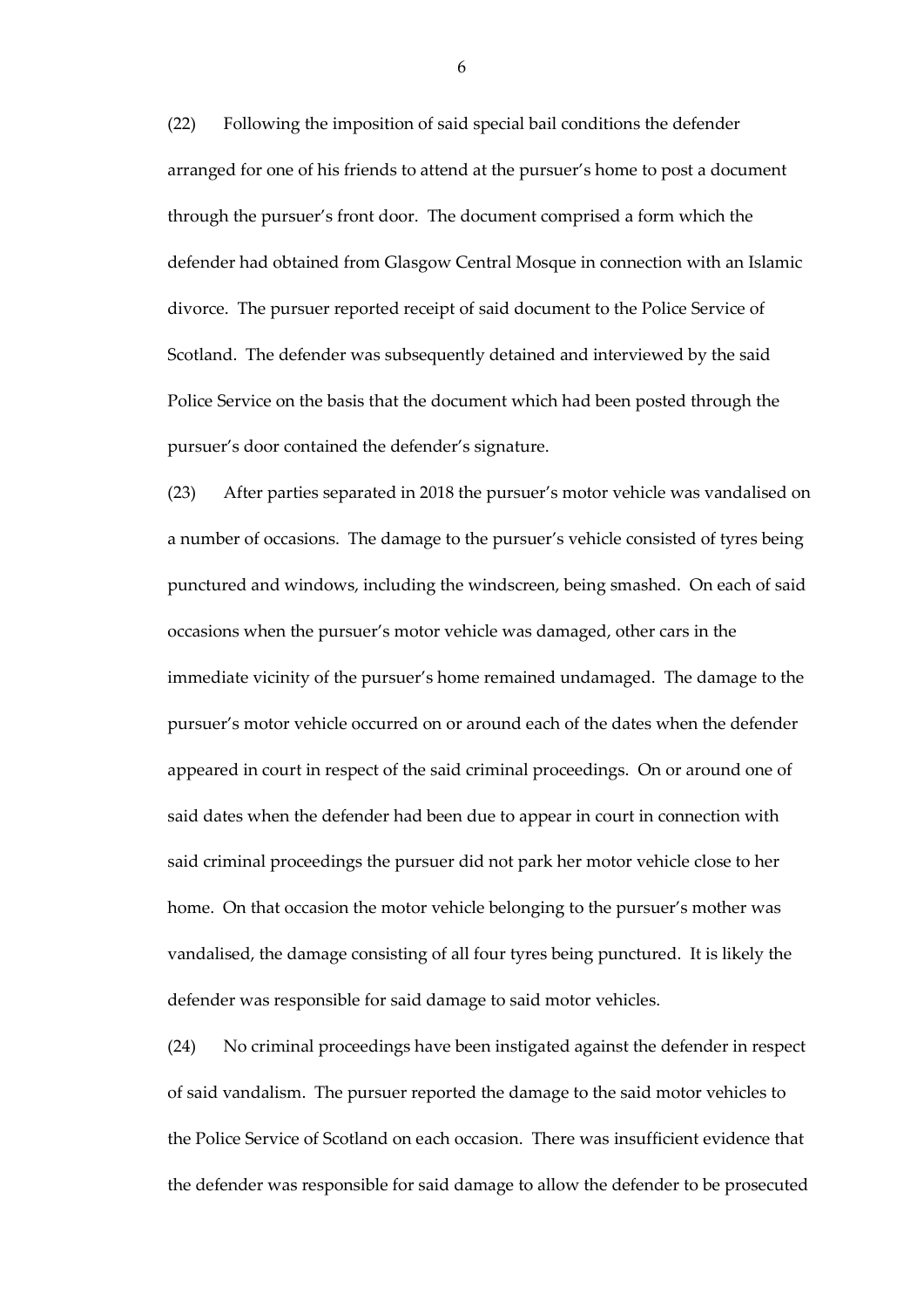(22) Following the imposition of said special bail conditions the defender arranged for one of his friends to attend at the pursuer's home to post a document through the pursuer's front door. The document comprised a form which the defender had obtained from Glasgow Central Mosque in connection with an Islamic divorce. The pursuer reported receipt of said document to the Police Service of Scotland. The defender was subsequently detained and interviewed by the said Police Service on the basis that the document which had been posted through the pursuer's door contained the defender's signature.

(23) After parties separated in 2018 the pursuer's motor vehicle was vandalised on a number of occasions. The damage to the pursuer's vehicle consisted of tyres being punctured and windows, including the windscreen, being smashed. On each of said occasions when the pursuer's motor vehicle was damaged, other cars in the immediate vicinity of the pursuer's home remained undamaged. The damage to the pursuer's motor vehicle occurred on or around each of the dates when the defender appeared in court in respect of the said criminal proceedings. On or around one of said dates when the defender had been due to appear in court in connection with said criminal proceedings the pursuer did not park her motor vehicle close to her home. On that occasion the motor vehicle belonging to the pursuer's mother was vandalised, the damage consisting of all four tyres being punctured. It is likely the defender was responsible for said damage to said motor vehicles.

(24) No criminal proceedings have been instigated against the defender in respect of said vandalism. The pursuer reported the damage to the said motor vehicles to the Police Service of Scotland on each occasion. There was insufficient evidence that the defender was responsible for said damage to allow the defender to be prosecuted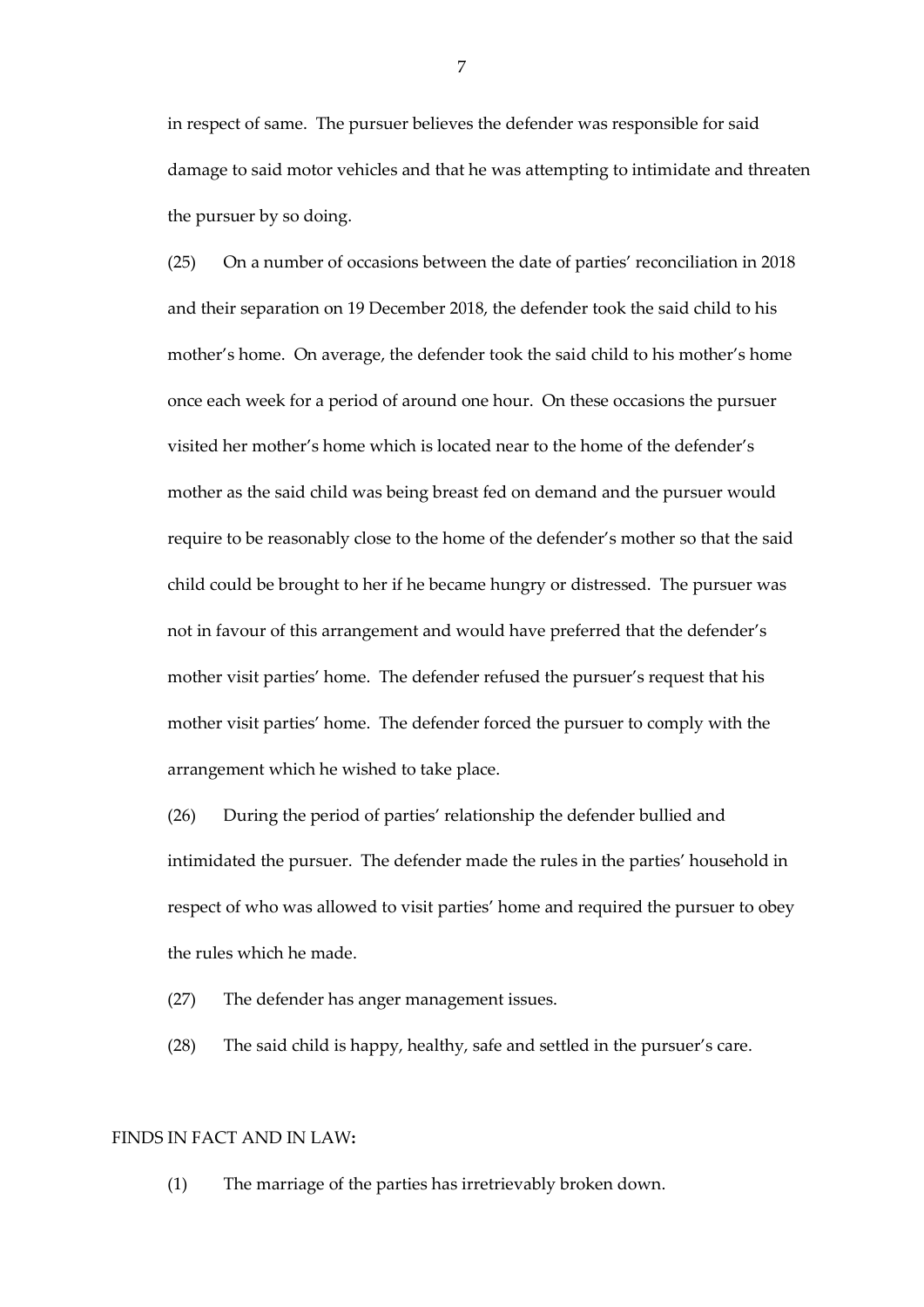in respect of same. The pursuer believes the defender was responsible for said damage to said motor vehicles and that he was attempting to intimidate and threaten the pursuer by so doing.

(25) On a number of occasions between the date of parties' reconciliation in 2018 and their separation on 19 December 2018, the defender took the said child to his mother's home. On average, the defender took the said child to his mother's home once each week for a period of around one hour. On these occasions the pursuer visited her mother's home which is located near to the home of the defender's mother as the said child was being breast fed on demand and the pursuer would require to be reasonably close to the home of the defender's mother so that the said child could be brought to her if he became hungry or distressed. The pursuer was not in favour of this arrangement and would have preferred that the defender's mother visit parties' home. The defender refused the pursuer's request that his mother visit parties' home. The defender forced the pursuer to comply with the arrangement which he wished to take place.

(26) During the period of parties' relationship the defender bullied and intimidated the pursuer. The defender made the rules in the parties' household in respect of who was allowed to visit parties' home and required the pursuer to obey the rules which he made.

(27) The defender has anger management issues.

(28) The said child is happy, healthy, safe and settled in the pursuer's care.

FINDS IN FACT AND IN LAW:

(1) The marriage of the parties has irretrievably broken down.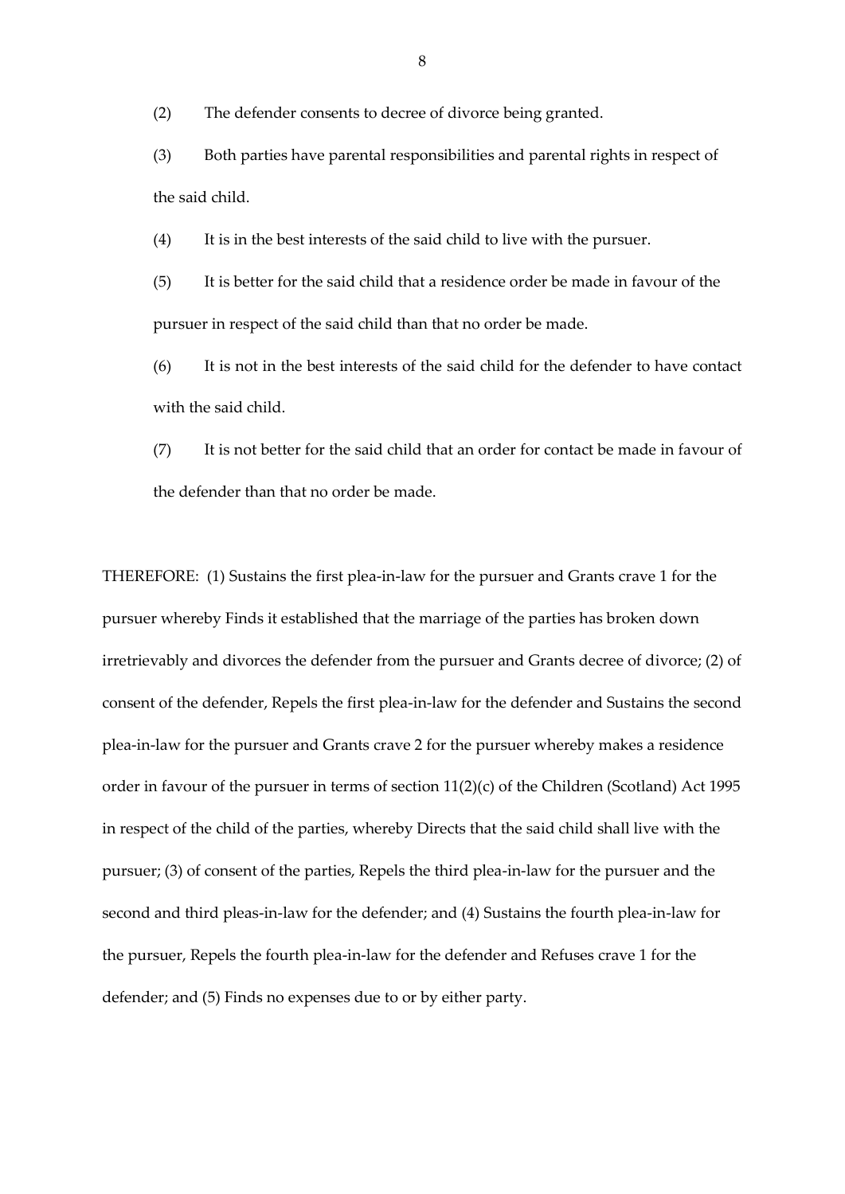(2) The defender consents to decree of divorce being granted.

(3) Both parties have parental responsibilities and parental rights in respect of the said child.

(4) It is in the best interests of the said child to live with the pursuer.

(5) It is better for the said child that a residence order be made in favour of the pursuer in respect of the said child than that no order be made.

(6) It is not in the best interests of the said child for the defender to have contact with the said child.

(7) It is not better for the said child that an order for contact be made in favour of the defender than that no order be made.

THEREFORE: (1) Sustains the first plea-in-law for the pursuer and Grants crave 1 for the pursuer whereby Finds it established that the marriage of the parties has broken down irretrievably and divorces the defender from the pursuer and Grants decree of divorce; (2) of consent of the defender, Repels the first plea-in-law for the defender and Sustains the second plea-in-law for the pursuer and Grants crave 2 for the pursuer whereby makes a residence order in favour of the pursuer in terms of section 11(2)(c) of the Children (Scotland) Act 1995 in respect of the child of the parties, whereby Directs that the said child shall live with the pursuer; (3) of consent of the parties, Repels the third plea-in-law for the pursuer and the second and third pleas-in-law for the defender; and (4) Sustains the fourth plea-in-law for the pursuer, Repels the fourth plea-in-law for the defender and Refuses crave 1 for the defender; and (5) Finds no expenses due to or by either party.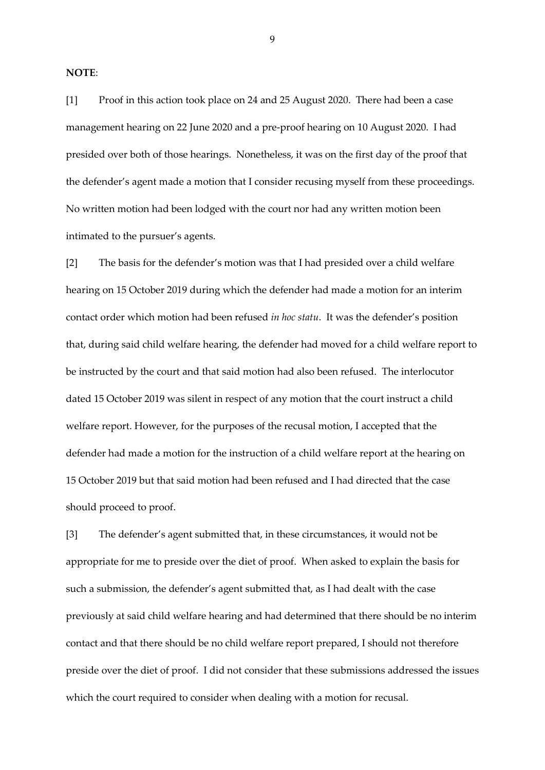**NOTE**:

[1] Proof in this action took place on 24 and 25 August 2020. There had been a case management hearing on 22 June 2020 and a pre-proof hearing on 10 August 2020. I had presided over both of those hearings. Nonetheless, it was on the first day of the proof that the defender's agent made a motion that I consider recusing myself from these proceedings. No written motion had been lodged with the court nor had any written motion been intimated to the pursuer's agents.

[2] The basis for the defender's motion was that I had presided over a child welfare hearing on 15 October 2019 during which the defender had made a motion for an interim contact order which motion had been refused *in hoc statu*. It was the defender's position that, during said child welfare hearing, the defender had moved for a child welfare report to be instructed by the court and that said motion had also been refused. The interlocutor dated 15 October 2019 was silent in respect of any motion that the court instruct a child welfare report. However, for the purposes of the recusal motion, I accepted that the defender had made a motion for the instruction of a child welfare report at the hearing on 15 October 2019 but that said motion had been refused and I had directed that the case should proceed to proof.

[3] The defender's agent submitted that, in these circumstances, it would not be appropriate for me to preside over the diet of proof. When asked to explain the basis for such a submission, the defender's agent submitted that, as I had dealt with the case previously at said child welfare hearing and had determined that there should be no interim contact and that there should be no child welfare report prepared, I should not therefore preside over the diet of proof. I did not consider that these submissions addressed the issues which the court required to consider when dealing with a motion for recusal.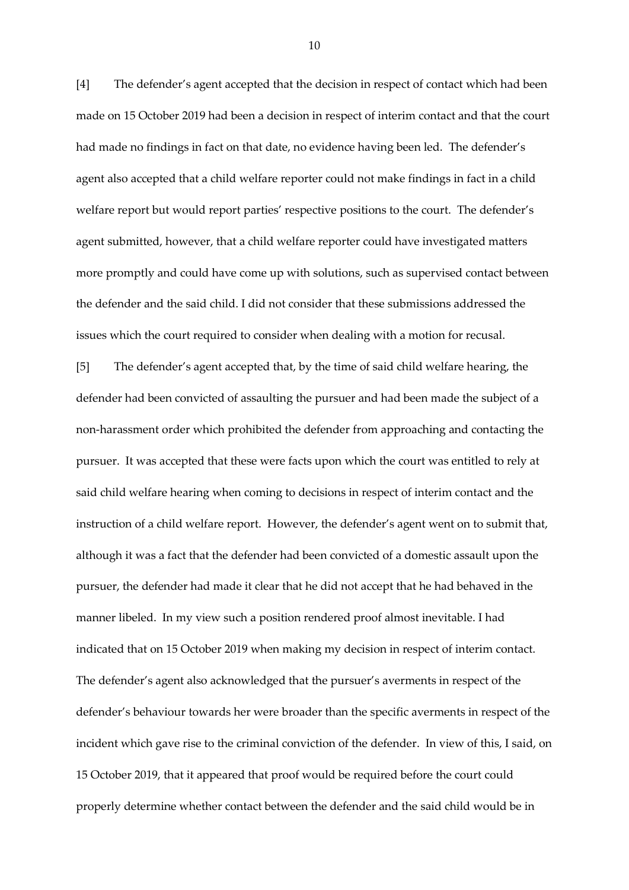[4] The defender's agent accepted that the decision in respect of contact which had been made on 15 October 2019 had been a decision in respect of interim contact and that the court had made no findings in fact on that date, no evidence having been led. The defender's agent also accepted that a child welfare reporter could not make findings in fact in a child welfare report but would report parties' respective positions to the court. The defender's agent submitted, however, that a child welfare reporter could have investigated matters more promptly and could have come up with solutions, such as supervised contact between the defender and the said child. I did not consider that these submissions addressed the issues which the court required to consider when dealing with a motion for recusal.

[5] The defender's agent accepted that, by the time of said child welfare hearing, the defender had been convicted of assaulting the pursuer and had been made the subject of a non-harassment order which prohibited the defender from approaching and contacting the pursuer. It was accepted that these were facts upon which the court was entitled to rely at said child welfare hearing when coming to decisions in respect of interim contact and the instruction of a child welfare report. However, the defender's agent went on to submit that, although it was a fact that the defender had been convicted of a domestic assault upon the pursuer, the defender had made it clear that he did not accept that he had behaved in the manner libeled. In my view such a position rendered proof almost inevitable. I had indicated that on 15 October 2019 when making my decision in respect of interim contact. The defender's agent also acknowledged that the pursuer's averments in respect of the defender's behaviour towards her were broader than the specific averments in respect of the incident which gave rise to the criminal conviction of the defender. In view of this, I said, on 15 October 2019, that it appeared that proof would be required before the court could properly determine whether contact between the defender and the said child would be in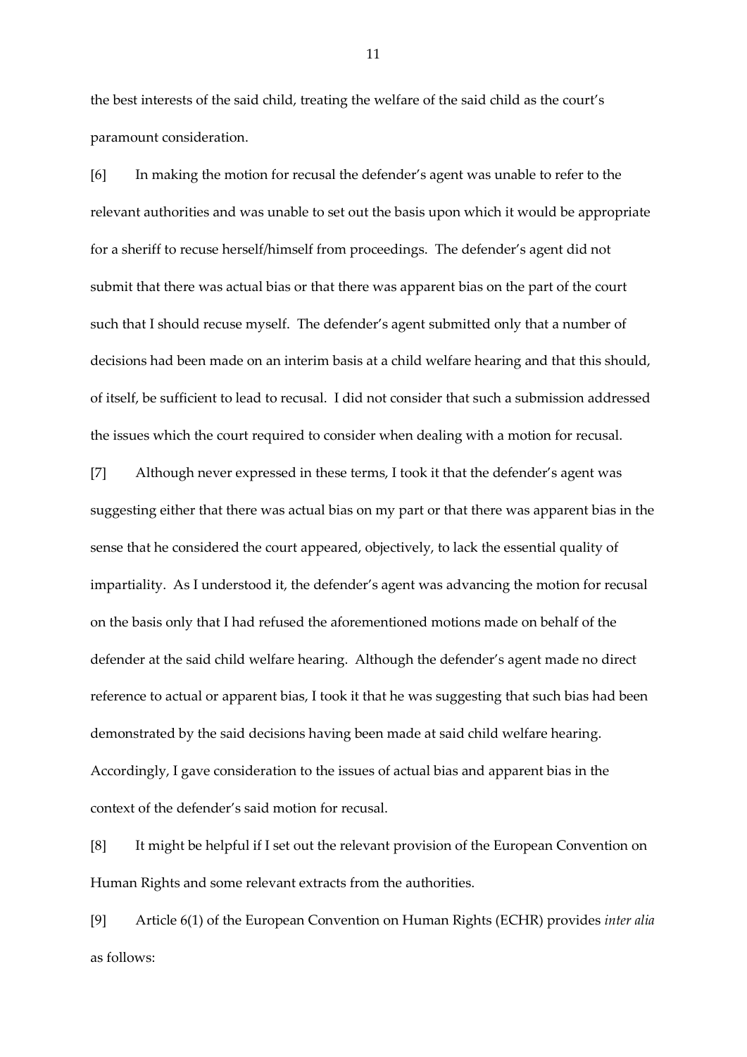the best interests of the said child, treating the welfare of the said child as the court's paramount consideration.

[6] In making the motion for recusal the defender's agent was unable to refer to the relevant authorities and was unable to set out the basis upon which it would be appropriate for a sheriff to recuse herself/himself from proceedings. The defender's agent did not submit that there was actual bias or that there was apparent bias on the part of the court such that I should recuse myself. The defender's agent submitted only that a number of decisions had been made on an interim basis at a child welfare hearing and that this should, of itself, be sufficient to lead to recusal. I did not consider that such a submission addressed the issues which the court required to consider when dealing with a motion for recusal.

[7] Although never expressed in these terms, I took it that the defender's agent was suggesting either that there was actual bias on my part or that there was apparent bias in the sense that he considered the court appeared, objectively, to lack the essential quality of impartiality. As I understood it, the defender's agent was advancing the motion for recusal on the basis only that I had refused the aforementioned motions made on behalf of the defender at the said child welfare hearing. Although the defender's agent made no direct reference to actual or apparent bias, I took it that he was suggesting that such bias had been demonstrated by the said decisions having been made at said child welfare hearing. Accordingly, I gave consideration to the issues of actual bias and apparent bias in the context of the defender's said motion for recusal.

[8] It might be helpful if I set out the relevant provision of the European Convention on Human Rights and some relevant extracts from the authorities.

[9] Article 6(1) of the European Convention on Human Rights (ECHR) provides *inter alia* as follows: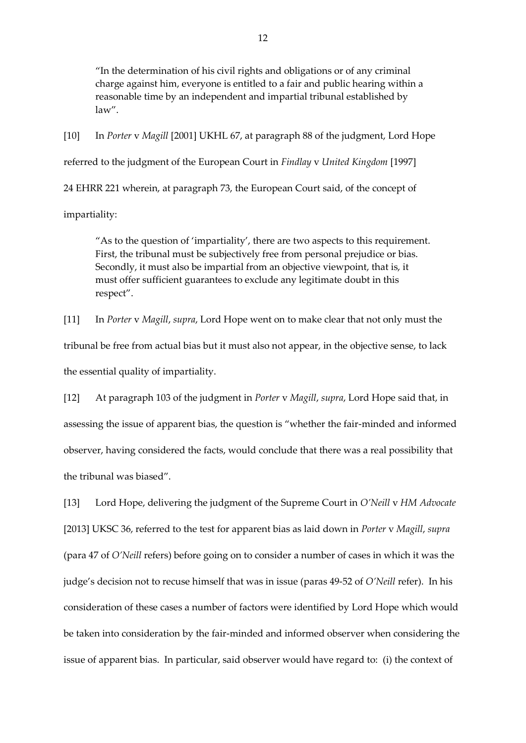> "In the determination of his civil rights and obligations or of any criminal charge against him, everyone is entitled to a fair and public hearing within a reasonable time by an independent and impartial tribunal established by law".

[10] In *Porter* v *Magill* [2001] UKHL 67, at paragraph 88 of the judgment, Lord Hope referred to the judgment of the European Court in *Findlay* v *United Kingdom* [1997] 24 EHRR 221 wherein, at paragraph 73, the European Court said, of the concept of impartiality:

> "As to the question of 'impartiality', there are two aspects to this requirement. First, the tribunal must be subjectively free from personal prejudice or bias. Secondly, it must also be impartial from an objective viewpoint, that is, it must offer sufficient guarantees to exclude any legitimate doubt in this respect".

[11] In *Porter* v *Magill*, *supra*, Lord Hope went on to make clear that not only must the tribunal be free from actual bias but it must also not appear, in the objective sense, to lack the essential quality of impartiality.

[12] At paragraph 103 of the judgment in *Porter* v *Magill*, *supra*, Lord Hope said that, in assessing the issue of apparent bias, the question is "whether the fair-minded and informed observer, having considered the facts, would conclude that there was a real possibility that the tribunal was biased".

[13] Lord Hope, delivering the judgment of the Supreme Court in *O'Neill* v *HM Advocate* [2013] UKSC 36, referred to the test for apparent bias as laid down in *Porter* v *Magill*, *supra* (para 47 of *O'Neill* refers) before going on to consider a number of cases in which it was the judge's decision not to recuse himself that was in issue (paras 49-52 of *O'Neill* refer). In his consideration of these cases a number of factors were identified by Lord Hope which would be taken into consideration by the fair-minded and informed observer when considering the issue of apparent bias. In particular, said observer would have regard to: (i) the context of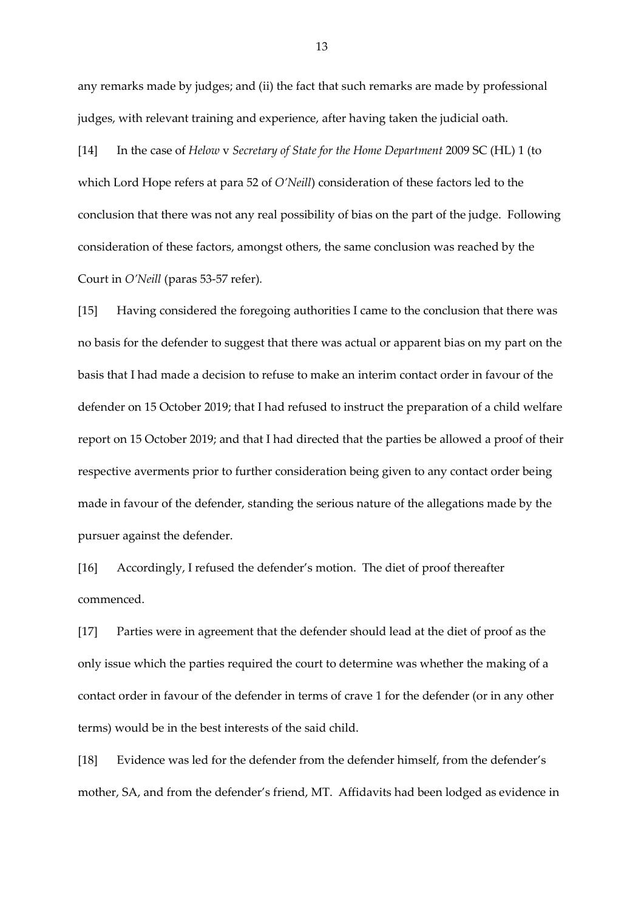any remarks made by judges; and (ii) the fact that such remarks are made by professional judges, with relevant training and experience, after having taken the judicial oath.

[14] In the case of *Helow* v *Secretary of State for the Home Department* 2009 SC (HL) 1 (to which Lord Hope refers at para 52 of *O'Neill*) consideration of these factors led to the conclusion that there was not any real possibility of bias on the part of the judge. Following consideration of these factors, amongst others, the same conclusion was reached by the Court in *O'Neill* (paras 53-57 refer).

[15] Having considered the foregoing authorities I came to the conclusion that there was no basis for the defender to suggest that there was actual or apparent bias on my part on the basis that I had made a decision to refuse to make an interim contact order in favour of the defender on 15 October 2019; that I had refused to instruct the preparation of a child welfare report on 15 October 2019; and that I had directed that the parties be allowed a proof of their respective averments prior to further consideration being given to any contact order being made in favour of the defender, standing the serious nature of the allegations made by the pursuer against the defender.

[16] Accordingly, I refused the defender's motion. The diet of proof thereafter commenced.

[17] Parties were in agreement that the defender should lead at the diet of proof as the only issue which the parties required the court to determine was whether the making of a contact order in favour of the defender in terms of crave 1 for the defender (or in any other terms) would be in the best interests of the said child.

[18] Evidence was led for the defender from the defender himself, from the defender's mother, SA, and from the defender's friend, MT. Affidavits had been lodged as evidence in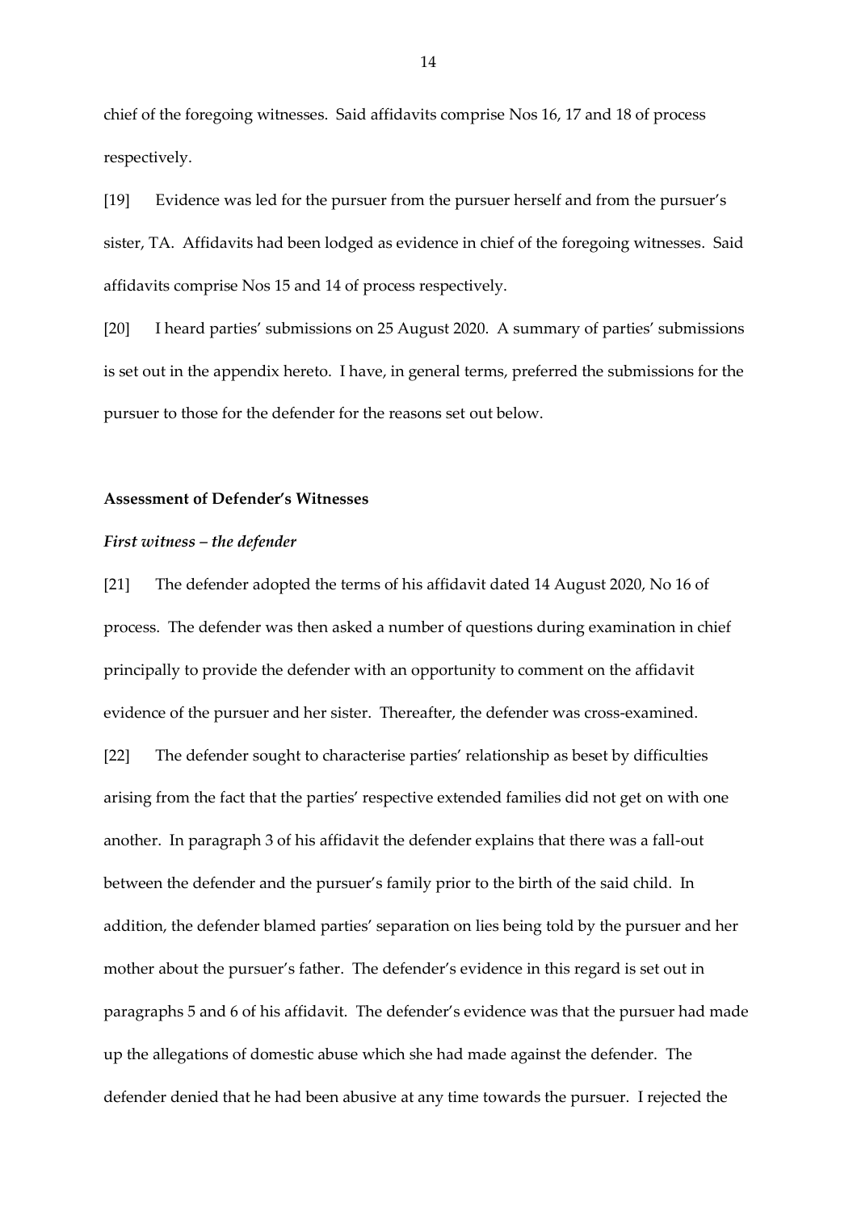chief of the foregoing witnesses. Said affidavits comprise Nos 16, 17 and 18 of process respectively.

[19] Evidence was led for the pursuer from the pursuer herself and from the pursuer's sister, TA. Affidavits had been lodged as evidence in chief of the foregoing witnesses. Said affidavits comprise Nos 15 and 14 of process respectively.

[20] I heard parties' submissions on 25 August 2020. A summary of parties' submissions is set out in the appendix hereto. I have, in general terms, preferred the submissions for the pursuer to those for the defender for the reasons set out below.

**Assessment of Defender's Witnesses**

***First witness – the defender***

[21] The defender adopted the terms of his affidavit dated 14 August 2020, No 16 of process. The defender was then asked a number of questions during examination in chief principally to provide the defender with an opportunity to comment on the affidavit evidence of the pursuer and her sister. Thereafter, the defender was cross-examined.

[22] The defender sought to characterise parties' relationship as beset by difficulties arising from the fact that the parties' respective extended families did not get on with one another. In paragraph 3 of his affidavit the defender explains that there was a fall-out between the defender and the pursuer's family prior to the birth of the said child. In addition, the defender blamed parties' separation on lies being told by the pursuer and her mother about the pursuer's father. The defender's evidence in this regard is set out in paragraphs 5 and 6 of his affidavit. The defender's evidence was that the pursuer had made up the allegations of domestic abuse which she had made against the defender. The defender denied that he had been abusive at any time towards the pursuer. I rejected the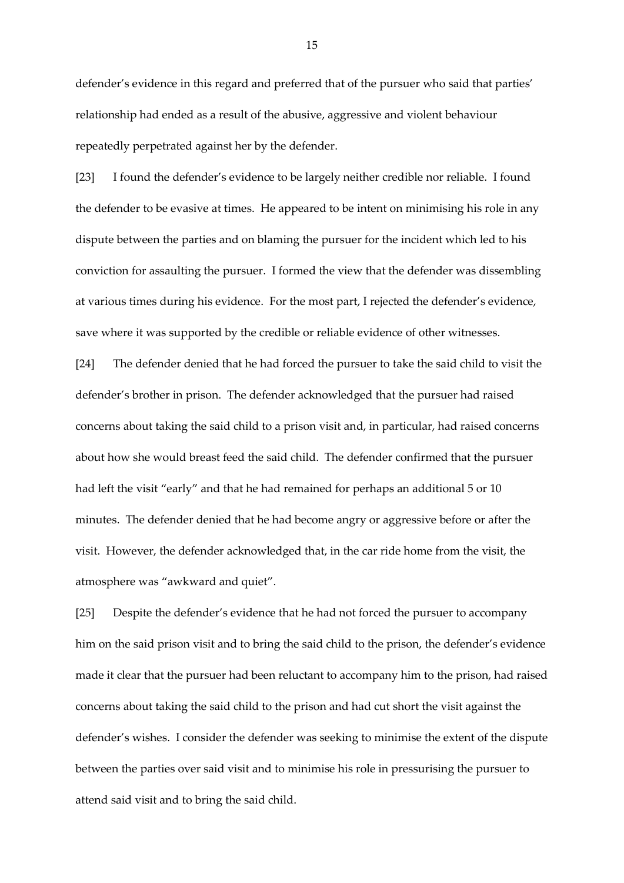defender's evidence in this regard and preferred that of the pursuer who said that parties' relationship had ended as a result of the abusive, aggressive and violent behaviour repeatedly perpetrated against her by the defender.

[23] I found the defender's evidence to be largely neither credible nor reliable. I found the defender to be evasive at times. He appeared to be intent on minimising his role in any dispute between the parties and on blaming the pursuer for the incident which led to his conviction for assaulting the pursuer. I formed the view that the defender was dissembling at various times during his evidence. For the most part, I rejected the defender's evidence, save where it was supported by the credible or reliable evidence of other witnesses.

[24] The defender denied that he had forced the pursuer to take the said child to visit the defender's brother in prison. The defender acknowledged that the pursuer had raised concerns about taking the said child to a prison visit and, in particular, had raised concerns about how she would breast feed the said child. The defender confirmed that the pursuer had left the visit "early" and that he had remained for perhaps an additional 5 or 10 minutes. The defender denied that he had become angry or aggressive before or after the visit. However, the defender acknowledged that, in the car ride home from the visit, the atmosphere was "awkward and quiet".

[25] Despite the defender's evidence that he had not forced the pursuer to accompany him on the said prison visit and to bring the said child to the prison, the defender's evidence made it clear that the pursuer had been reluctant to accompany him to the prison, had raised concerns about taking the said child to the prison and had cut short the visit against the defender's wishes. I consider the defender was seeking to minimise the extent of the dispute between the parties over said visit and to minimise his role in pressurising the pursuer to attend said visit and to bring the said child.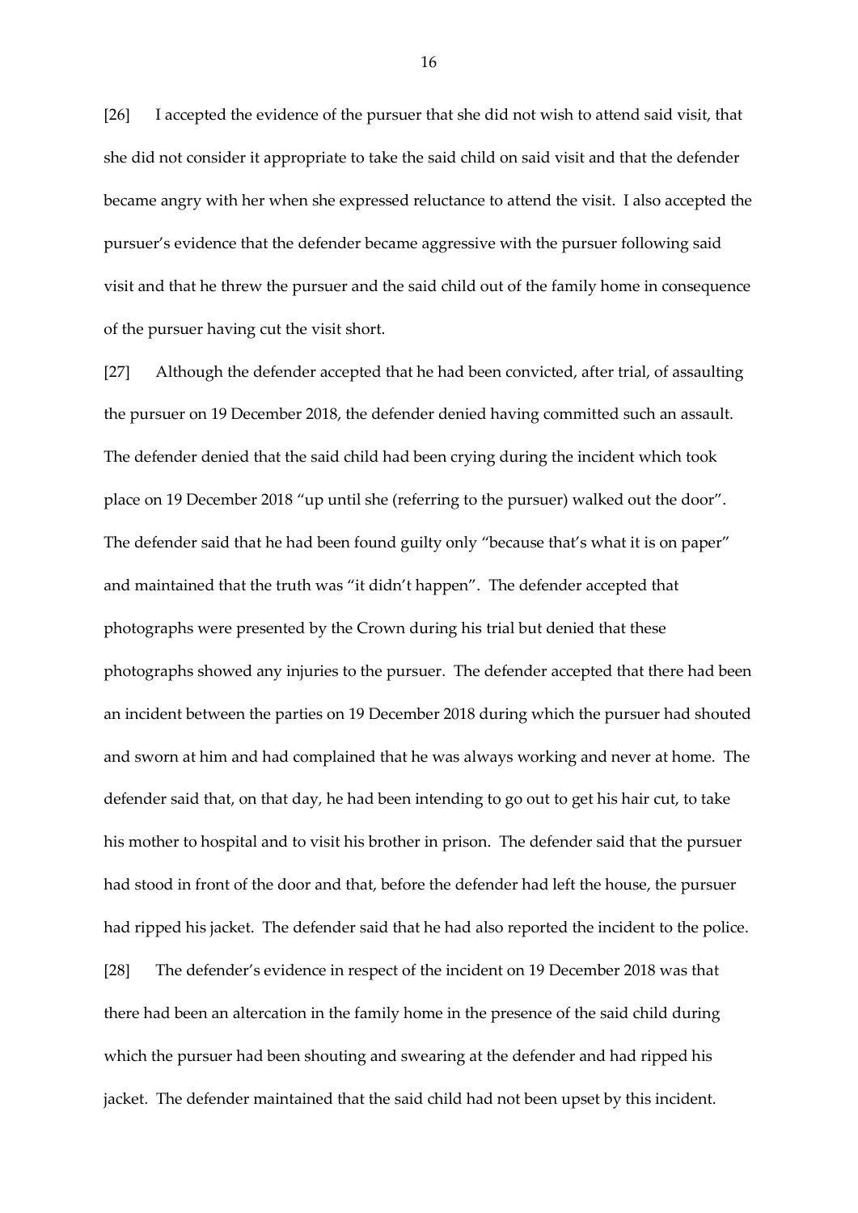[26] I accepted the evidence of the pursuer that she did not wish to attend said visit, that she did not consider it appropriate to take the said child on said visit and that the defender became angry with her when she expressed reluctance to attend the visit. I also accepted the pursuer's evidence that the defender became aggressive with the pursuer following said visit and that he threw the pursuer and the said child out of the family home in consequence of the pursuer having cut the visit short.

[27] Although the defender accepted that he had been convicted, after trial, of assaulting the pursuer on 19 December 2018, the defender denied having committed such an assault. The defender denied that the said child had been crying during the incident which took place on 19 December 2018 "up until she (referring to the pursuer) walked out the door". The defender said that he had been found guilty only "because that's what it is on paper" and maintained that the truth was "it didn't happen". The defender accepted that photographs were presented by the Crown during his trial but denied that these photographs showed any injuries to the pursuer. The defender accepted that there had been an incident between the parties on 19 December 2018 during which the pursuer had shouted and sworn at him and had complained that he was always working and never at home. The defender said that, on that day, he had been intending to go out to get his hair cut, to take his mother to hospital and to visit his brother in prison. The defender said that the pursuer had stood in front of the door and that, before the defender had left the house, the pursuer had ripped his jacket. The defender said that he had also reported the incident to the police.

[28] The defender's evidence in respect of the incident on 19 December 2018 was that there had been an altercation in the family home in the presence of the said child during which the pursuer had been shouting and swearing at the defender and had ripped his jacket. The defender maintained that the said child had not been upset by this incident.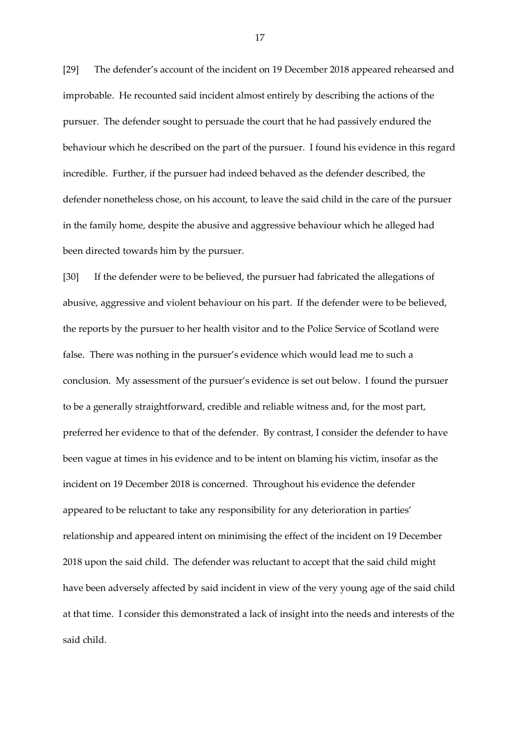[29] The defender's account of the incident on 19 December 2018 appeared rehearsed and improbable. He recounted said incident almost entirely by describing the actions of the pursuer. The defender sought to persuade the court that he had passively endured the behaviour which he described on the part of the pursuer. I found his evidence in this regard incredible. Further, if the pursuer had indeed behaved as the defender described, the defender nonetheless chose, on his account, to leave the said child in the care of the pursuer in the family home, despite the abusive and aggressive behaviour which he alleged had been directed towards him by the pursuer.

[30] If the defender were to be believed, the pursuer had fabricated the allegations of abusive, aggressive and violent behaviour on his part. If the defender were to be believed, the reports by the pursuer to her health visitor and to the Police Service of Scotland were false. There was nothing in the pursuer's evidence which would lead me to such a conclusion. My assessment of the pursuer's evidence is set out below. I found the pursuer to be a generally straightforward, credible and reliable witness and, for the most part, preferred her evidence to that of the defender. By contrast, I consider the defender to have been vague at times in his evidence and to be intent on blaming his victim, insofar as the incident on 19 December 2018 is concerned. Throughout his evidence the defender appeared to be reluctant to take any responsibility for any deterioration in parties' relationship and appeared intent on minimising the effect of the incident on 19 December 2018 upon the said child. The defender was reluctant to accept that the said child might have been adversely affected by said incident in view of the very young age of the said child at that time. I consider this demonstrated a lack of insight into the needs and interests of the said child.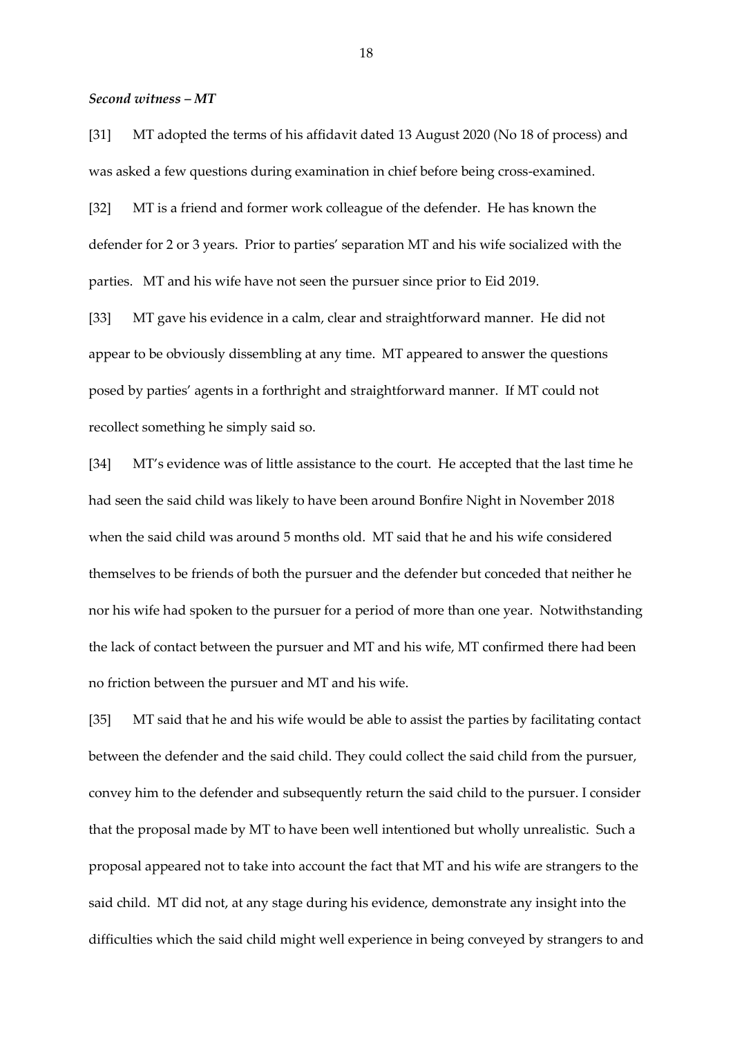***Second witness – MT***

[31] MT adopted the terms of his affidavit dated 13 August 2020 (No 18 of process) and was asked a few questions during examination in chief before being cross-examined.

[32] MT is a friend and former work colleague of the defender. He has known the defender for 2 or 3 years. Prior to parties' separation MT and his wife socialized with the parties. MT and his wife have not seen the pursuer since prior to Eid 2019.

[33] MT gave his evidence in a calm, clear and straightforward manner. He did not appear to be obviously dissembling at any time. MT appeared to answer the questions posed by parties' agents in a forthright and straightforward manner. If MT could not recollect something he simply said so.

[34] MT's evidence was of little assistance to the court. He accepted that the last time he had seen the said child was likely to have been around Bonfire Night in November 2018 when the said child was around 5 months old. MT said that he and his wife considered themselves to be friends of both the pursuer and the defender but conceded that neither he nor his wife had spoken to the pursuer for a period of more than one year. Notwithstanding the lack of contact between the pursuer and MT and his wife, MT confirmed there had been no friction between the pursuer and MT and his wife.

[35] MT said that he and his wife would be able to assist the parties by facilitating contact between the defender and the said child. They could collect the said child from the pursuer, convey him to the defender and subsequently return the said child to the pursuer. I consider that the proposal made by MT to have been well intentioned but wholly unrealistic. Such a proposal appeared not to take into account the fact that MT and his wife are strangers to the said child. MT did not, at any stage during his evidence, demonstrate any insight into the difficulties which the said child might well experience in being conveyed by strangers to and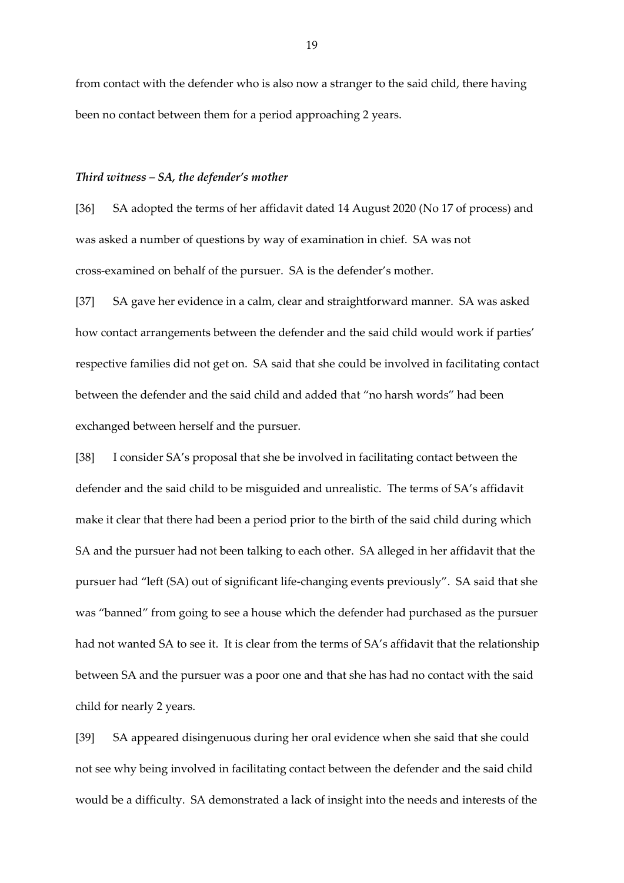from contact with the defender who is also now a stranger to the said child, there having been no contact between them for a period approaching 2 years.

### *Third witness – SA, the defender's mother*

[36] SA adopted the terms of her affidavit dated 14 August 2020 (No 17 of process) and was asked a number of questions by way of examination in chief. SA was not cross-examined on behalf of the pursuer. SA is the defender's mother.

[37] SA gave her evidence in a calm, clear and straightforward manner. SA was asked how contact arrangements between the defender and the said child would work if parties' respective families did not get on. SA said that she could be involved in facilitating contact between the defender and the said child and added that "no harsh words" had been exchanged between herself and the pursuer.

[38] I consider SA's proposal that she be involved in facilitating contact between the defender and the said child to be misguided and unrealistic. The terms of SA's affidavit make it clear that there had been a period prior to the birth of the said child during which SA and the pursuer had not been talking to each other. SA alleged in her affidavit that the pursuer had "left (SA) out of significant life-changing events previously". SA said that she was "banned" from going to see a house which the defender had purchased as the pursuer had not wanted SA to see it. It is clear from the terms of SA's affidavit that the relationship between SA and the pursuer was a poor one and that she has had no contact with the said child for nearly 2 years.

[39] SA appeared disingenuous during her oral evidence when she said that she could not see why being involved in facilitating contact between the defender and the said child would be a difficulty. SA demonstrated a lack of insight into the needs and interests of the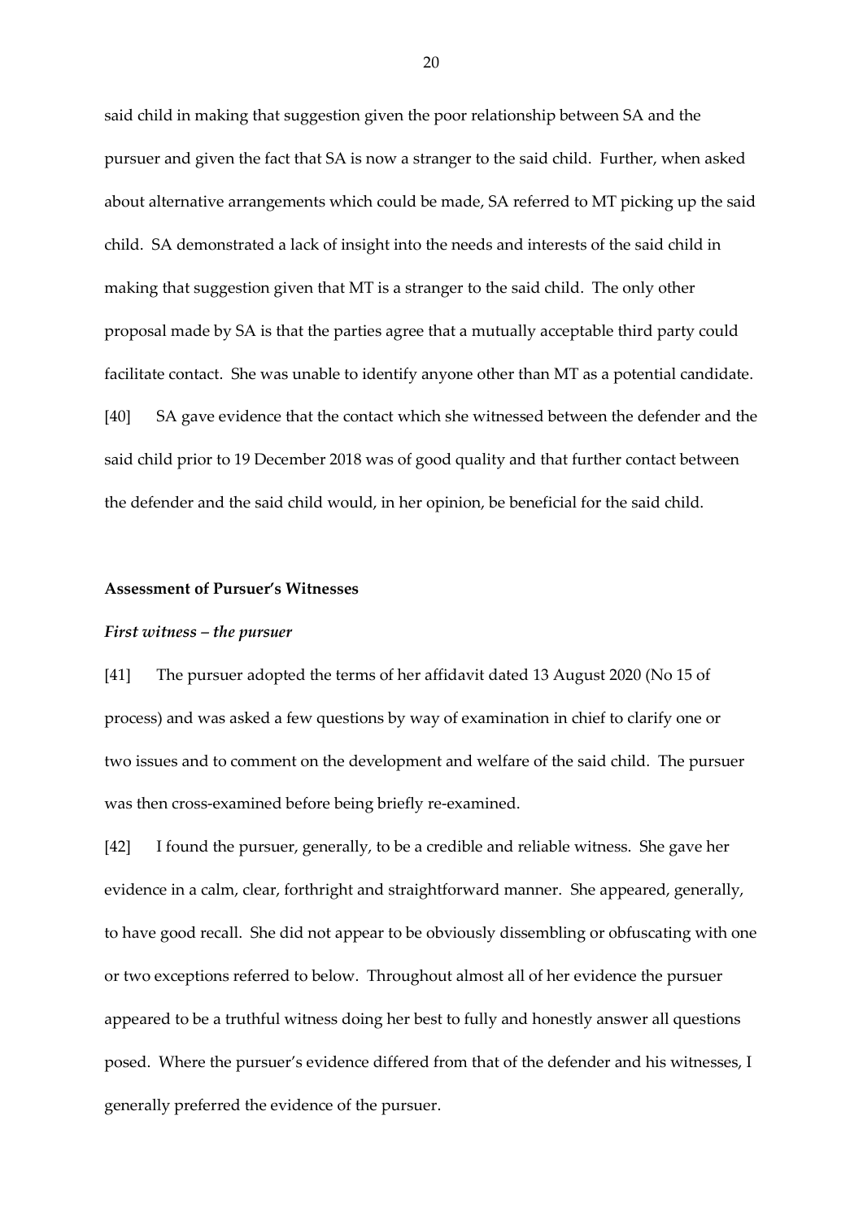said child in making that suggestion given the poor relationship between SA and the pursuer and given the fact that SA is now a stranger to the said child. Further, when asked about alternative arrangements which could be made, SA referred to MT picking up the said child. SA demonstrated a lack of insight into the needs and interests of the said child in making that suggestion given that MT is a stranger to the said child. The only other proposal made by SA is that the parties agree that a mutually acceptable third party could facilitate contact. She was unable to identify anyone other than MT as a potential candidate.

[40] SA gave evidence that the contact which she witnessed between the defender and the said child prior to 19 December 2018 was of good quality and that further contact between the defender and the said child would, in her opinion, be beneficial for the said child.

**Assessment of Pursuer's Witnesses**

***First witness – the pursuer***

[41] The pursuer adopted the terms of her affidavit dated 13 August 2020 (No 15 of process) and was asked a few questions by way of examination in chief to clarify one or two issues and to comment on the development and welfare of the said child. The pursuer was then cross-examined before being briefly re-examined.

[42] I found the pursuer, generally, to be a credible and reliable witness. She gave her evidence in a calm, clear, forthright and straightforward manner. She appeared, generally, to have good recall. She did not appear to be obviously dissembling or obfuscating with one or two exceptions referred to below. Throughout almost all of her evidence the pursuer appeared to be a truthful witness doing her best to fully and honestly answer all questions posed. Where the pursuer's evidence differed from that of the defender and his witnesses, I generally preferred the evidence of the pursuer.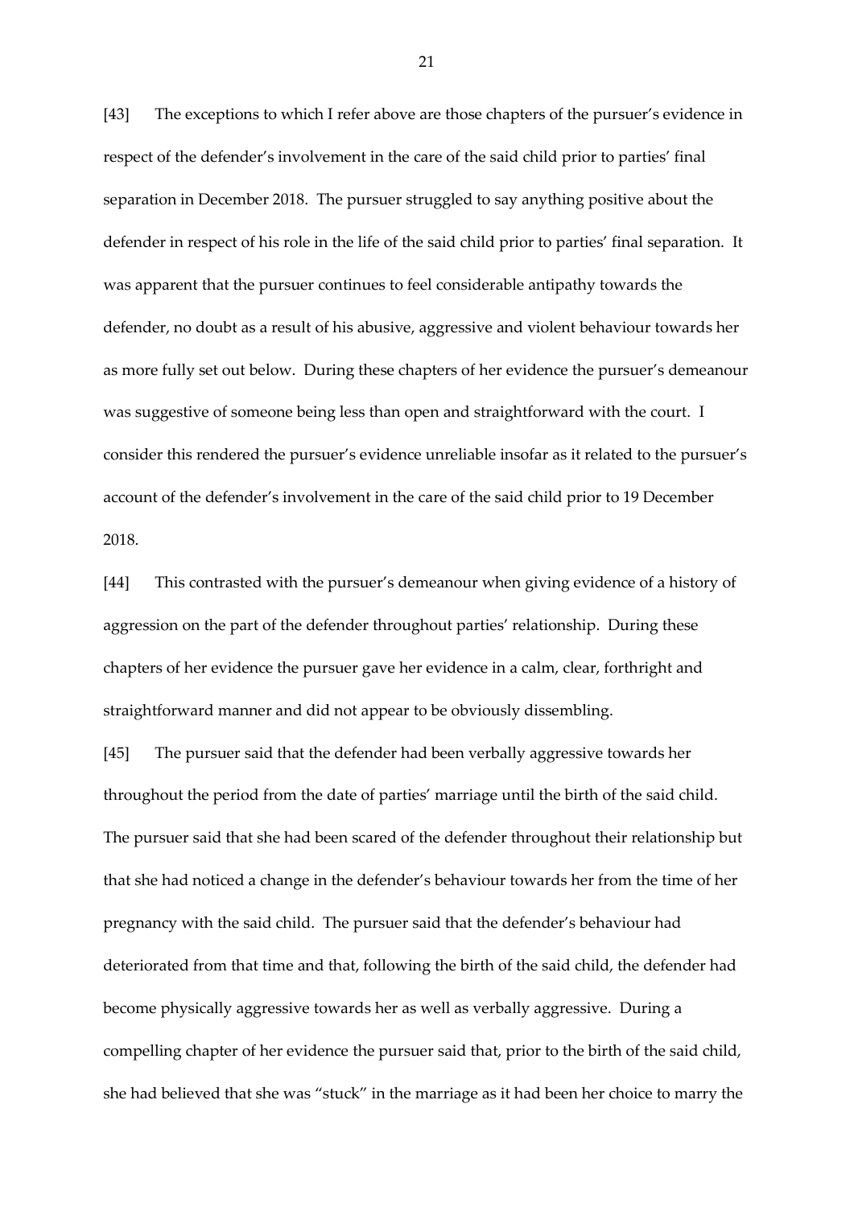[43] The exceptions to which I refer above are those chapters of the pursuer's evidence in respect of the defender's involvement in the care of the said child prior to parties' final separation in December 2018. The pursuer struggled to say anything positive about the defender in respect of his role in the life of the said child prior to parties' final separation. It was apparent that the pursuer continues to feel considerable antipathy towards the defender, no doubt as a result of his abusive, aggressive and violent behaviour towards her as more fully set out below. During these chapters of her evidence the pursuer's demeanour was suggestive of someone being less than open and straightforward with the court. I consider this rendered the pursuer's evidence unreliable insofar as it related to the pursuer's account of the defender's involvement in the care of the said child prior to 19 December 2018.

[44] This contrasted with the pursuer's demeanour when giving evidence of a history of aggression on the part of the defender throughout parties' relationship. During these chapters of her evidence the pursuer gave her evidence in a calm, clear, forthright and straightforward manner and did not appear to be obviously dissembling.

[45] The pursuer said that the defender had been verbally aggressive towards her throughout the period from the date of parties' marriage until the birth of the said child. The pursuer said that she had been scared of the defender throughout their relationship but that she had noticed a change in the defender's behaviour towards her from the time of her pregnancy with the said child. The pursuer said that the defender's behaviour had deteriorated from that time and that, following the birth of the said child, the defender had become physically aggressive towards her as well as verbally aggressive. During a compelling chapter of her evidence the pursuer said that, prior to the birth of the said child, she had believed that she was "stuck" in the marriage as it had been her choice to marry the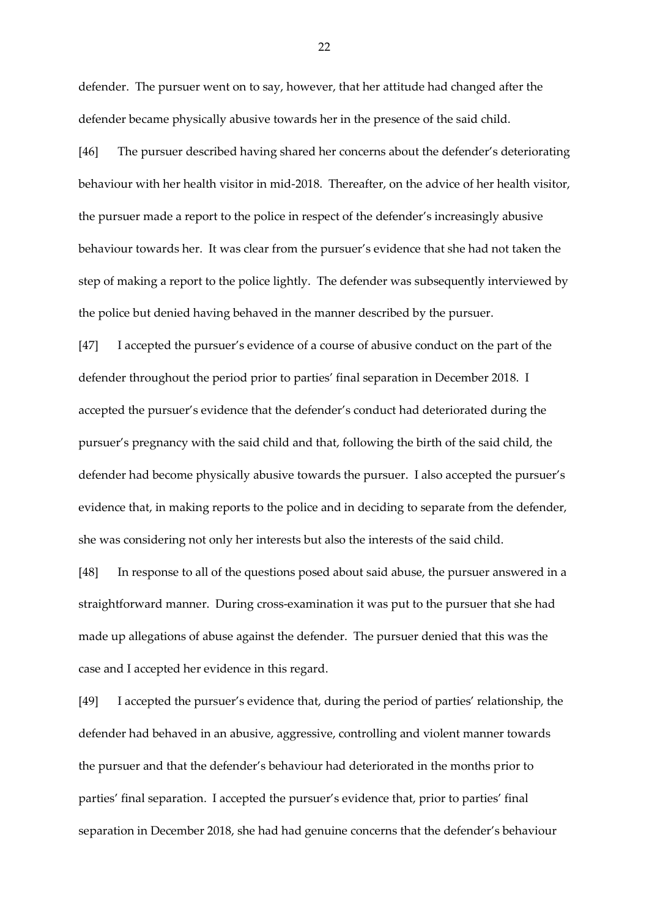defender. The pursuer went on to say, however, that her attitude had changed after the defender became physically abusive towards her in the presence of the said child.

[46] The pursuer described having shared her concerns about the defender's deteriorating behaviour with her health visitor in mid-2018. Thereafter, on the advice of her health visitor, the pursuer made a report to the police in respect of the defender's increasingly abusive behaviour towards her. It was clear from the pursuer's evidence that she had not taken the step of making a report to the police lightly. The defender was subsequently interviewed by the police but denied having behaved in the manner described by the pursuer.

[47] I accepted the pursuer's evidence of a course of abusive conduct on the part of the defender throughout the period prior to parties' final separation in December 2018. I accepted the pursuer's evidence that the defender's conduct had deteriorated during the pursuer's pregnancy with the said child and that, following the birth of the said child, the defender had become physically abusive towards the pursuer. I also accepted the pursuer's evidence that, in making reports to the police and in deciding to separate from the defender, she was considering not only her interests but also the interests of the said child.

[48] In response to all of the questions posed about said abuse, the pursuer answered in a straightforward manner. During cross-examination it was put to the pursuer that she had made up allegations of abuse against the defender. The pursuer denied that this was the case and I accepted her evidence in this regard.

[49] I accepted the pursuer's evidence that, during the period of parties' relationship, the defender had behaved in an abusive, aggressive, controlling and violent manner towards the pursuer and that the defender's behaviour had deteriorated in the months prior to parties' final separation. I accepted the pursuer's evidence that, prior to parties' final separation in December 2018, she had had genuine concerns that the defender's behaviour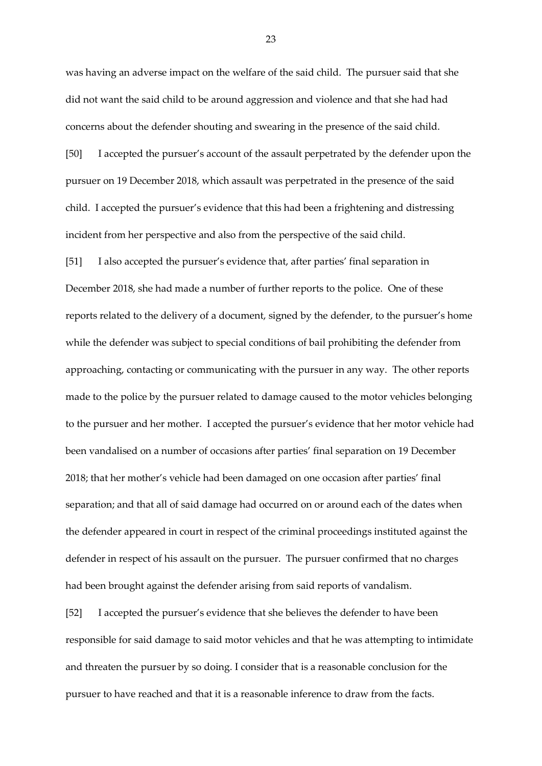was having an adverse impact on the welfare of the said child. The pursuer said that she did not want the said child to be around aggression and violence and that she had had concerns about the defender shouting and swearing in the presence of the said child.

[50] I accepted the pursuer's account of the assault perpetrated by the defender upon the pursuer on 19 December 2018, which assault was perpetrated in the presence of the said child. I accepted the pursuer's evidence that this had been a frightening and distressing incident from her perspective and also from the perspective of the said child.

[51] I also accepted the pursuer's evidence that, after parties' final separation in December 2018, she had made a number of further reports to the police. One of these reports related to the delivery of a document, signed by the defender, to the pursuer's home while the defender was subject to special conditions of bail prohibiting the defender from approaching, contacting or communicating with the pursuer in any way. The other reports made to the police by the pursuer related to damage caused to the motor vehicles belonging to the pursuer and her mother. I accepted the pursuer's evidence that her motor vehicle had been vandalised on a number of occasions after parties' final separation on 19 December 2018; that her mother's vehicle had been damaged on one occasion after parties' final separation; and that all of said damage had occurred on or around each of the dates when the defender appeared in court in respect of the criminal proceedings instituted against the defender in respect of his assault on the pursuer. The pursuer confirmed that no charges had been brought against the defender arising from said reports of vandalism.

[52] I accepted the pursuer's evidence that she believes the defender to have been responsible for said damage to said motor vehicles and that he was attempting to intimidate and threaten the pursuer by so doing. I consider that is a reasonable conclusion for the pursuer to have reached and that it is a reasonable inference to draw from the facts.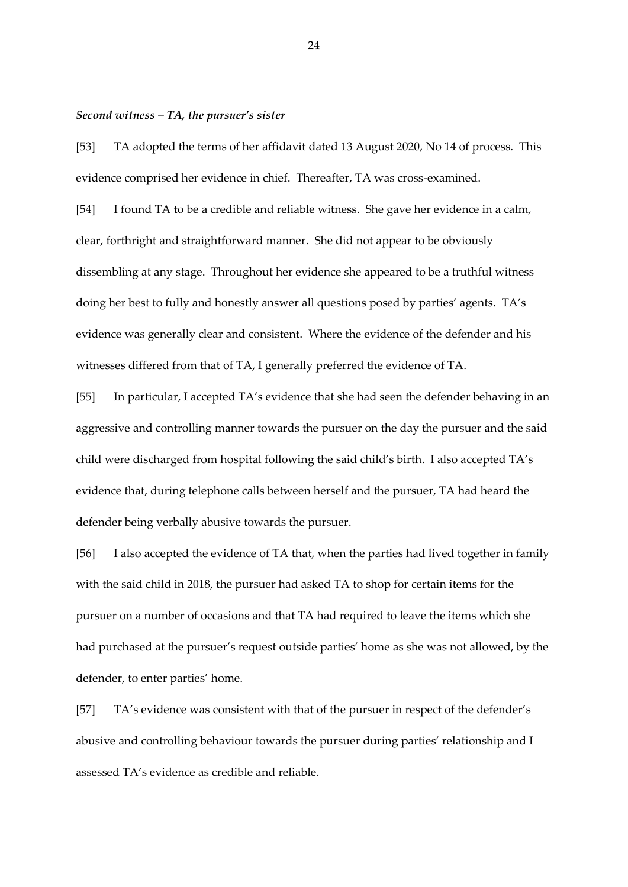***Second witness – TA, the pursuer's sister***

[53] TA adopted the terms of her affidavit dated 13 August 2020, No 14 of process. This evidence comprised her evidence in chief. Thereafter, TA was cross-examined.

[54] I found TA to be a credible and reliable witness. She gave her evidence in a calm, clear, forthright and straightforward manner. She did not appear to be obviously dissembling at any stage. Throughout her evidence she appeared to be a truthful witness doing her best to fully and honestly answer all questions posed by parties' agents. TA's evidence was generally clear and consistent. Where the evidence of the defender and his witnesses differed from that of TA, I generally preferred the evidence of TA.

[55] In particular, I accepted TA's evidence that she had seen the defender behaving in an aggressive and controlling manner towards the pursuer on the day the pursuer and the said child were discharged from hospital following the said child's birth. I also accepted TA's evidence that, during telephone calls between herself and the pursuer, TA had heard the defender being verbally abusive towards the pursuer.

[56] I also accepted the evidence of TA that, when the parties had lived together in family with the said child in 2018, the pursuer had asked TA to shop for certain items for the pursuer on a number of occasions and that TA had required to leave the items which she had purchased at the pursuer's request outside parties' home as she was not allowed, by the defender, to enter parties' home.

[57] TA's evidence was consistent with that of the pursuer in respect of the defender's abusive and controlling behaviour towards the pursuer during parties' relationship and I assessed TA's evidence as credible and reliable.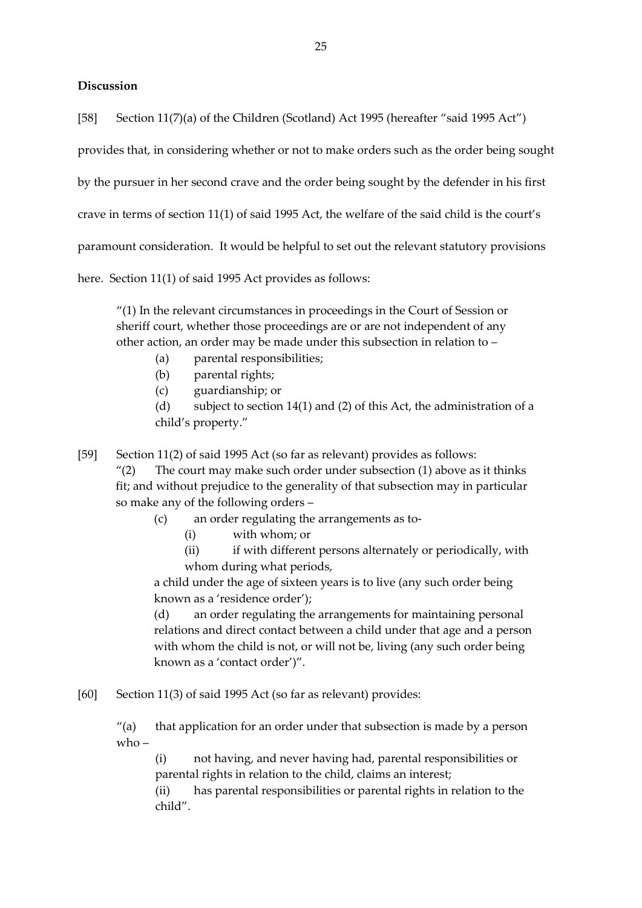**Discussion**

[58] Section 11(7)(a) of the Children (Scotland) Act 1995 (hereafter "said 1995 Act") provides that, in considering whether or not to make orders such as the order being sought by the pursuer in her second crave and the order being sought by the defender in his first crave in terms of section 11(1) of said 1995 Act, the welfare of the said child is the court's paramount consideration. It would be helpful to set out the relevant statutory provisions here. Section 11(1) of said 1995 Act provides as follows:

> "(1) In the relevant circumstances in proceedings in the Court of Session or sheriff court, whether those proceedings are or are not independent of any other action, an order may be made under this subsection in relation to –
>
> (a) parental responsibilities;
>
> (b) parental rights;
>
> (c) guardianship; or
>
> (d) subject to section 14(1) and (2) of this Act, the administration of a child's property."

[59] Section 11(2) of said 1995 Act (so far as relevant) provides as follows:

> "(2) The court may make such order under subsection (1) above as it thinks fit; and without prejudice to the generality of that subsection may in particular so make any of the following orders –
>
> (c) an order regulating the arrangements as to-
>
> (i) with whom; or
>
> (ii) if with different persons alternately or periodically, with whom during what periods,
>
> a child under the age of sixteen years is to live (any such order being known as a 'residence order');
>
> (d) an order regulating the arrangements for maintaining personal relations and direct contact between a child under that age and a person with whom the child is not, or will not be, living (any such order being known as a 'contact order')".

[60] Section 11(3) of said 1995 Act (so far as relevant) provides:

> "(a) that application for an order under that subsection is made by a person who –
>
> (i) not having, and never having had, parental responsibilities or parental rights in relation to the child, claims an interest;
>
> (ii) has parental responsibilities or parental rights in relation to the child".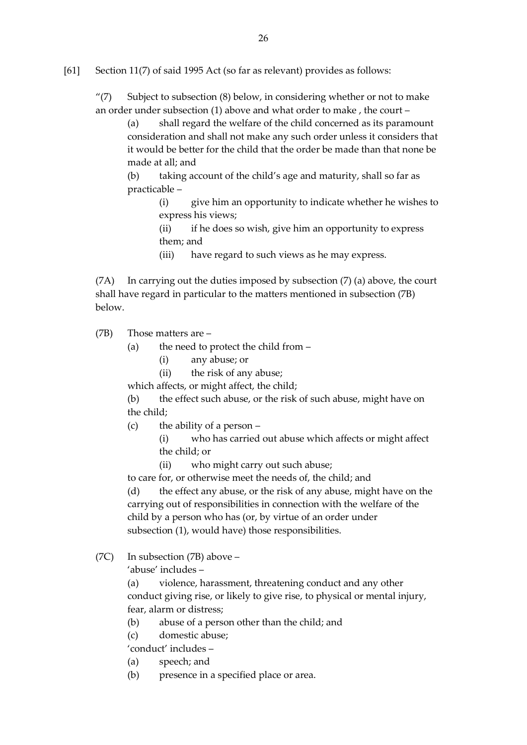[61] Section 11(7) of said 1995 Act (so far as relevant) provides as follows:

> "(7) Subject to subsection (8) below, in considering whether or not to make an order under subsection (1) above and what order to make , the court –
>
> (a) shall regard the welfare of the child concerned as its paramount consideration and shall not make any such order unless it considers that it would be better for the child that the order be made than that none be made at all; and
>
> (b) taking account of the child's age and maturity, shall so far as practicable –
>
> (i) give him an opportunity to indicate whether he wishes to express his views;
>
> (ii) if he does so wish, give him an opportunity to express them; and
>
> (iii) have regard to such views as he may express.
>
> (7A) In carrying out the duties imposed by subsection (7) (a) above, the court shall have regard in particular to the matters mentioned in subsection (7B) below.
>
> (7B) Those matters are –
>
> (a) the need to protect the child from –
>
> (i) any abuse; or
>
> (ii) the risk of any abuse;
>
> which affects, or might affect, the child;
>
> (b) the effect such abuse, or the risk of such abuse, might have on the child;
>
> (c) the ability of a person –
>
> (i) who has carried out abuse which affects or might affect the child; or
>
> (ii) who might carry out such abuse;
>
> to care for, or otherwise meet the needs of, the child; and
>
> (d) the effect any abuse, or the risk of any abuse, might have on the carrying out of responsibilities in connection with the welfare of the child by a person who has (or, by virtue of an order under subsection (1), would have) those responsibilities.
>
> (7C) In subsection (7B) above –
>
> 'abuse' includes –
>
> (a) violence, harassment, threatening conduct and any other conduct giving rise, or likely to give rise, to physical or mental injury, fear, alarm or distress;
>
> (b) abuse of a person other than the child; and
>
> (c) domestic abuse;
>
> 'conduct' includes –
>
> (a) speech; and
>
> (b) presence in a specified place or area.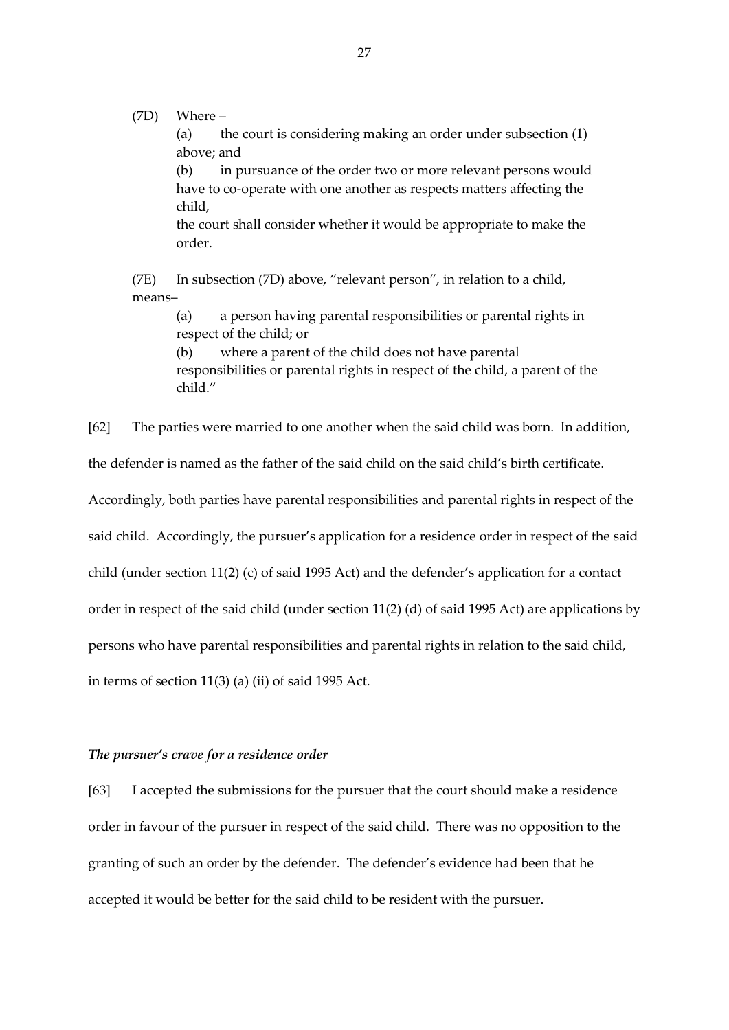(7D) Where –

(a) the court is considering making an order under subsection (1) above; and

(b) in pursuance of the order two or more relevant persons would have to co-operate with one another as respects matters affecting the child,

the court shall consider whether it would be appropriate to make the order.

(7E) In subsection (7D) above, "relevant person", in relation to a child, means–

(a) a person having parental responsibilities or parental rights in respect of the child; or

(b) where a parent of the child does not have parental responsibilities or parental rights in respect of the child, a parent of the child."

[62] The parties were married to one another when the said child was born. In addition, the defender is named as the father of the said child on the said child's birth certificate. Accordingly, both parties have parental responsibilities and parental rights in respect of the said child. Accordingly, the pursuer's application for a residence order in respect of the said child (under section 11(2) (c) of said 1995 Act) and the defender's application for a contact order in respect of the said child (under section 11(2) (d) of said 1995 Act) are applications by persons who have parental responsibilities and parental rights in relation to the said child, in terms of section 11(3) (a) (ii) of said 1995 Act.

### *The pursuer's crave for a residence order*

[63] I accepted the submissions for the pursuer that the court should make a residence order in favour of the pursuer in respect of the said child. There was no opposition to the granting of such an order by the defender. The defender's evidence had been that he accepted it would be better for the said child to be resident with the pursuer.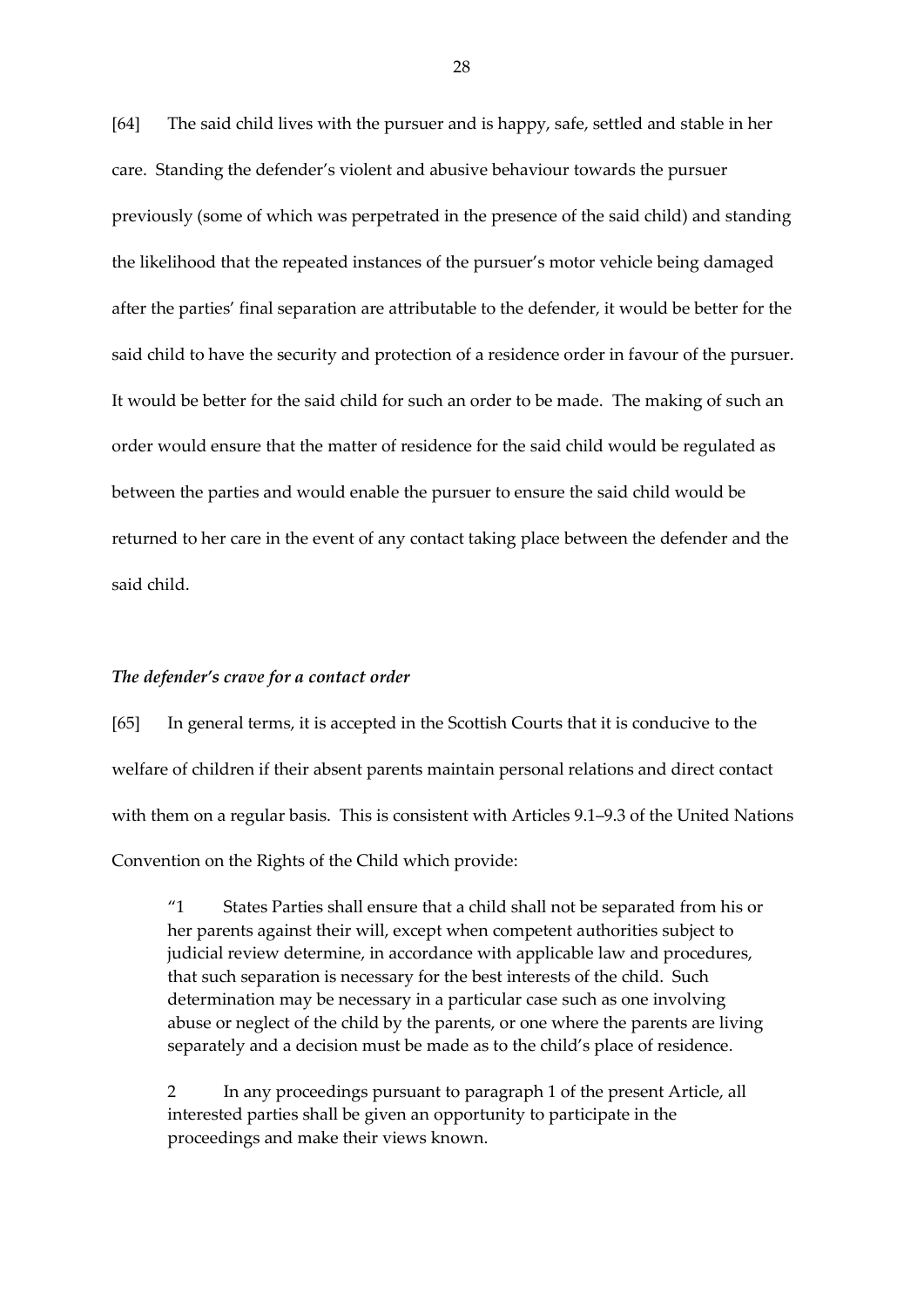[64] The said child lives with the pursuer and is happy, safe, settled and stable in her care. Standing the defender's violent and abusive behaviour towards the pursuer previously (some of which was perpetrated in the presence of the said child) and standing the likelihood that the repeated instances of the pursuer's motor vehicle being damaged after the parties' final separation are attributable to the defender, it would be better for the said child to have the security and protection of a residence order in favour of the pursuer. It would be better for the said child for such an order to be made. The making of such an order would ensure that the matter of residence for the said child would be regulated as between the parties and would enable the pursuer to ensure the said child would be returned to her care in the event of any contact taking place between the defender and the said child.

### *The defender's crave for a contact order*

[65] In general terms, it is accepted in the Scottish Courts that it is conducive to the welfare of children if their absent parents maintain personal relations and direct contact with them on a regular basis. This is consistent with Articles 9.1–9.3 of the United Nations Convention on the Rights of the Child which provide:

> "1 States Parties shall ensure that a child shall not be separated from his or her parents against their will, except when competent authorities subject to judicial review determine, in accordance with applicable law and procedures, that such separation is necessary for the best interests of the child. Such determination may be necessary in a particular case such as one involving abuse or neglect of the child by the parents, or one where the parents are living separately and a decision must be made as to the child's place of residence.
>
> 2 In any proceedings pursuant to paragraph 1 of the present Article, all interested parties shall be given an opportunity to participate in the proceedings and make their views known.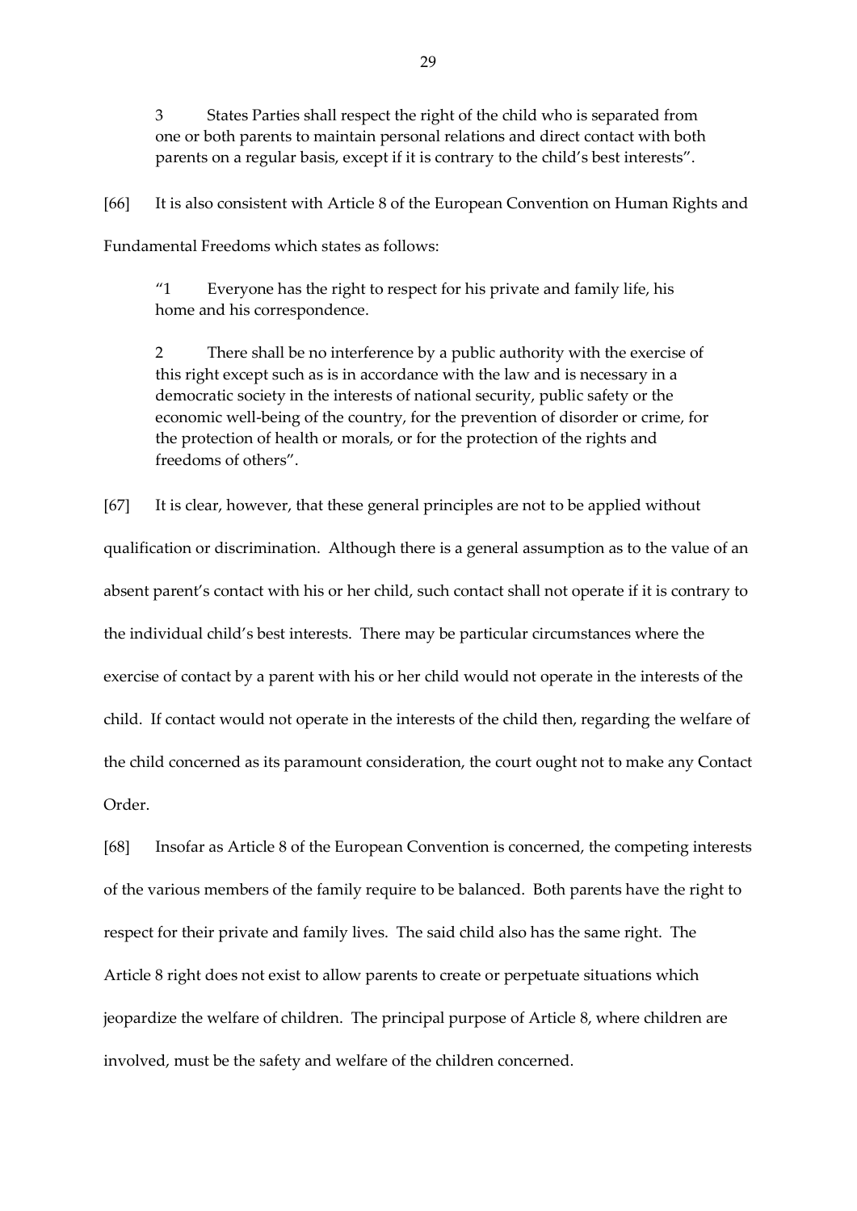> 3 States Parties shall respect the right of the child who is separated from one or both parents to maintain personal relations and direct contact with both parents on a regular basis, except if it is contrary to the child's best interests".

[66] It is also consistent with Article 8 of the European Convention on Human Rights and Fundamental Freedoms which states as follows:

> "1 Everyone has the right to respect for his private and family life, his home and his correspondence.
>
> 2 There shall be no interference by a public authority with the exercise of this right except such as is in accordance with the law and is necessary in a democratic society in the interests of national security, public safety or the economic well-being of the country, for the prevention of disorder or crime, for the protection of health or morals, or for the protection of the rights and freedoms of others".

[67] It is clear, however, that these general principles are not to be applied without qualification or discrimination. Although there is a general assumption as to the value of an absent parent's contact with his or her child, such contact shall not operate if it is contrary to the individual child's best interests. There may be particular circumstances where the exercise of contact by a parent with his or her child would not operate in the interests of the child. If contact would not operate in the interests of the child then, regarding the welfare of the child concerned as its paramount consideration, the court ought not to make any Contact Order.

[68] Insofar as Article 8 of the European Convention is concerned, the competing interests of the various members of the family require to be balanced. Both parents have the right to respect for their private and family lives. The said child also has the same right. The Article 8 right does not exist to allow parents to create or perpetuate situations which jeopardize the welfare of children. The principal purpose of Article 8, where children are involved, must be the safety and welfare of the children concerned.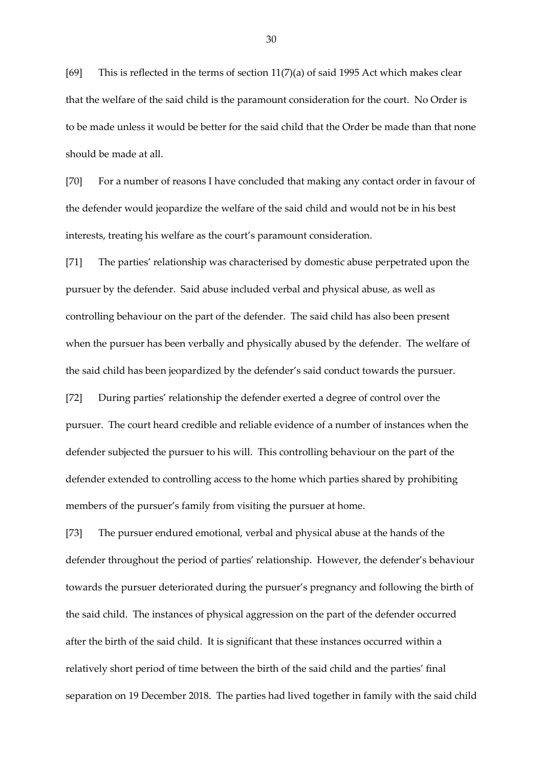[69] This is reflected in the terms of section 11(7)(a) of said 1995 Act which makes clear that the welfare of the said child is the paramount consideration for the court. No Order is to be made unless it would be better for the said child that the Order be made than that none should be made at all.

[70] For a number of reasons I have concluded that making any contact order in favour of the defender would jeopardize the welfare of the said child and would not be in his best interests, treating his welfare as the court's paramount consideration.

[71] The parties' relationship was characterised by domestic abuse perpetrated upon the pursuer by the defender. Said abuse included verbal and physical abuse, as well as controlling behaviour on the part of the defender. The said child has also been present when the pursuer has been verbally and physically abused by the defender. The welfare of the said child has been jeopardized by the defender's said conduct towards the pursuer.

[72] During parties' relationship the defender exerted a degree of control over the pursuer. The court heard credible and reliable evidence of a number of instances when the defender subjected the pursuer to his will. This controlling behaviour on the part of the defender extended to controlling access to the home which parties shared by prohibiting members of the pursuer's family from visiting the pursuer at home.

[73] The pursuer endured emotional, verbal and physical abuse at the hands of the defender throughout the period of parties' relationship. However, the defender's behaviour towards the pursuer deteriorated during the pursuer's pregnancy and following the birth of the said child. The instances of physical aggression on the part of the defender occurred after the birth of the said child. It is significant that these instances occurred within a relatively short period of time between the birth of the said child and the parties' final separation on 19 December 2018. The parties had lived together in family with the said child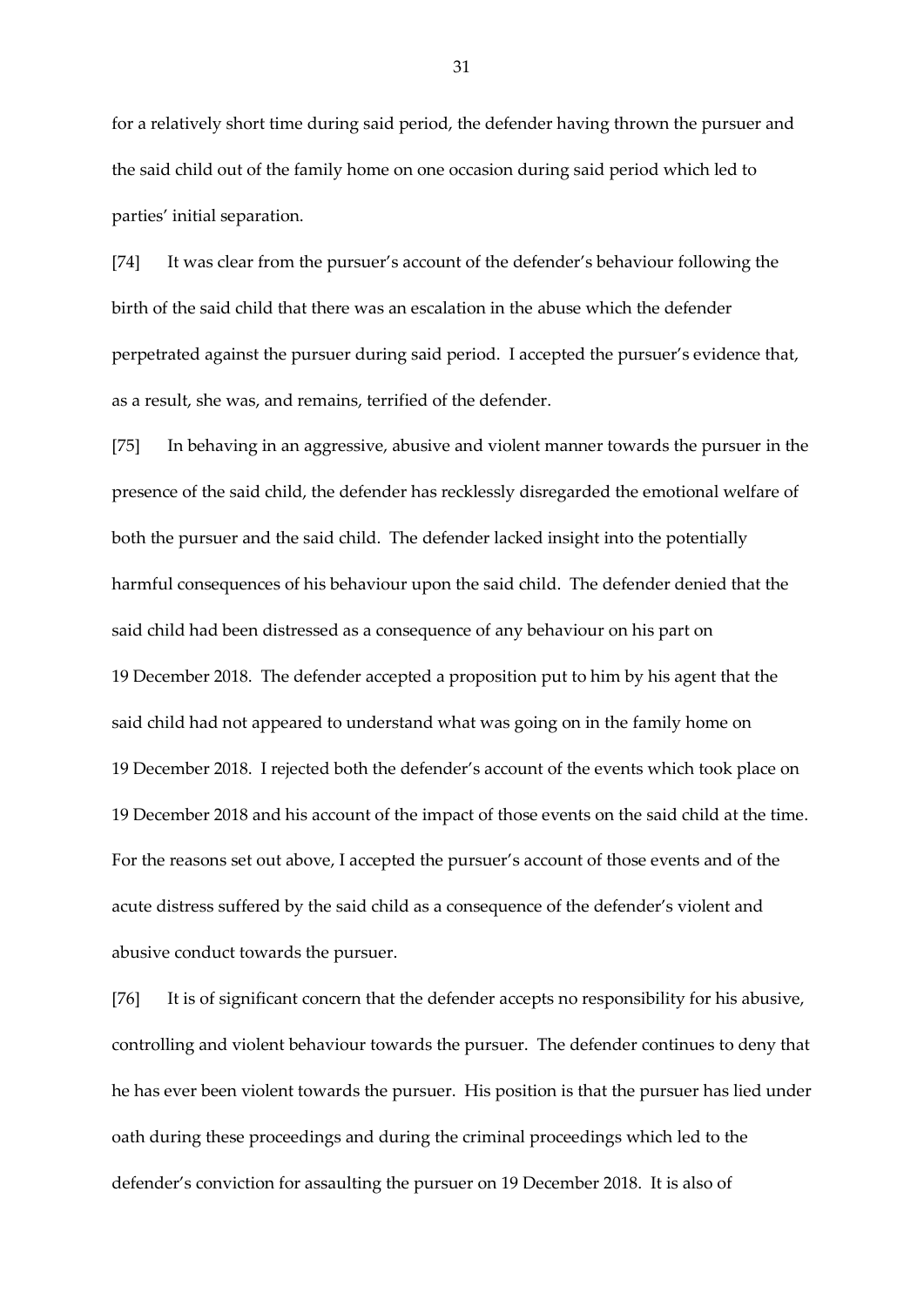for a relatively short time during said period, the defender having thrown the pursuer and the said child out of the family home on one occasion during said period which led to parties' initial separation.

[74] It was clear from the pursuer's account of the defender's behaviour following the birth of the said child that there was an escalation in the abuse which the defender perpetrated against the pursuer during said period. I accepted the pursuer's evidence that, as a result, she was, and remains, terrified of the defender.

[75] In behaving in an aggressive, abusive and violent manner towards the pursuer in the presence of the said child, the defender has recklessly disregarded the emotional welfare of both the pursuer and the said child. The defender lacked insight into the potentially harmful consequences of his behaviour upon the said child. The defender denied that the said child had been distressed as a consequence of any behaviour on his part on 19 December 2018. The defender accepted a proposition put to him by his agent that the said child had not appeared to understand what was going on in the family home on 19 December 2018. I rejected both the defender's account of the events which took place on 19 December 2018 and his account of the impact of those events on the said child at the time. For the reasons set out above, I accepted the pursuer's account of those events and of the acute distress suffered by the said child as a consequence of the defender's violent and abusive conduct towards the pursuer.

[76] It is of significant concern that the defender accepts no responsibility for his abusive, controlling and violent behaviour towards the pursuer. The defender continues to deny that he has ever been violent towards the pursuer. His position is that the pursuer has lied under oath during these proceedings and during the criminal proceedings which led to the defender's conviction for assaulting the pursuer on 19 December 2018. It is also of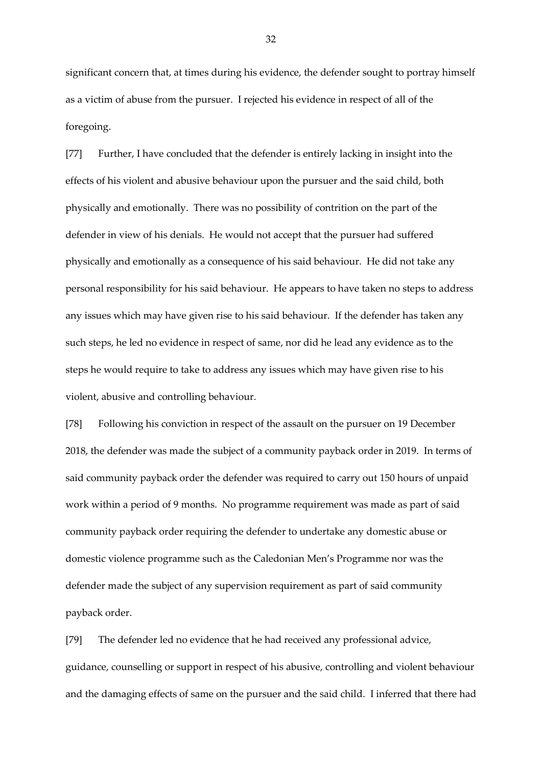significant concern that, at times during his evidence, the defender sought to portray himself as a victim of abuse from the pursuer. I rejected his evidence in respect of all of the foregoing.

[77] Further, I have concluded that the defender is entirely lacking in insight into the effects of his violent and abusive behaviour upon the pursuer and the said child, both physically and emotionally. There was no possibility of contrition on the part of the defender in view of his denials. He would not accept that the pursuer had suffered physically and emotionally as a consequence of his said behaviour. He did not take any personal responsibility for his said behaviour. He appears to have taken no steps to address any issues which may have given rise to his said behaviour. If the defender has taken any such steps, he led no evidence in respect of same, nor did he lead any evidence as to the steps he would require to take to address any issues which may have given rise to his violent, abusive and controlling behaviour.

[78] Following his conviction in respect of the assault on the pursuer on 19 December 2018, the defender was made the subject of a community payback order in 2019. In terms of said community payback order the defender was required to carry out 150 hours of unpaid work within a period of 9 months. No programme requirement was made as part of said community payback order requiring the defender to undertake any domestic abuse or domestic violence programme such as the Caledonian Men's Programme nor was the defender made the subject of any supervision requirement as part of said community payback order.

[79] The defender led no evidence that he had received any professional advice, guidance, counselling or support in respect of his abusive, controlling and violent behaviour and the damaging effects of same on the pursuer and the said child. I inferred that there had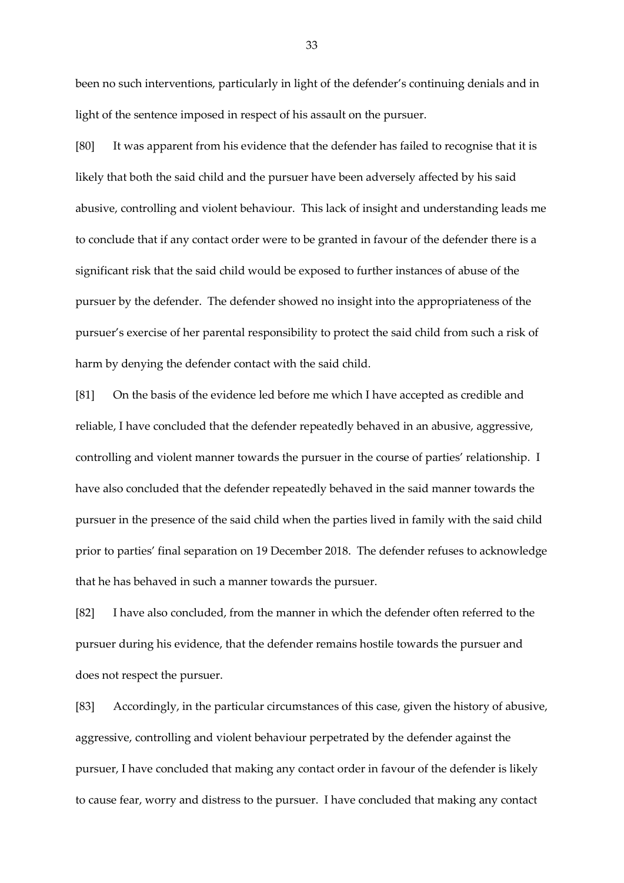been no such interventions, particularly in light of the defender's continuing denials and in light of the sentence imposed in respect of his assault on the pursuer.

[80] It was apparent from his evidence that the defender has failed to recognise that it is likely that both the said child and the pursuer have been adversely affected by his said abusive, controlling and violent behaviour. This lack of insight and understanding leads me to conclude that if any contact order were to be granted in favour of the defender there is a significant risk that the said child would be exposed to further instances of abuse of the pursuer by the defender. The defender showed no insight into the appropriateness of the pursuer's exercise of her parental responsibility to protect the said child from such a risk of harm by denying the defender contact with the said child.

[81] On the basis of the evidence led before me which I have accepted as credible and reliable, I have concluded that the defender repeatedly behaved in an abusive, aggressive, controlling and violent manner towards the pursuer in the course of parties' relationship. I have also concluded that the defender repeatedly behaved in the said manner towards the pursuer in the presence of the said child when the parties lived in family with the said child prior to parties' final separation on 19 December 2018. The defender refuses to acknowledge that he has behaved in such a manner towards the pursuer.

[82] I have also concluded, from the manner in which the defender often referred to the pursuer during his evidence, that the defender remains hostile towards the pursuer and does not respect the pursuer.

[83] Accordingly, in the particular circumstances of this case, given the history of abusive, aggressive, controlling and violent behaviour perpetrated by the defender against the pursuer, I have concluded that making any contact order in favour of the defender is likely to cause fear, worry and distress to the pursuer. I have concluded that making any contact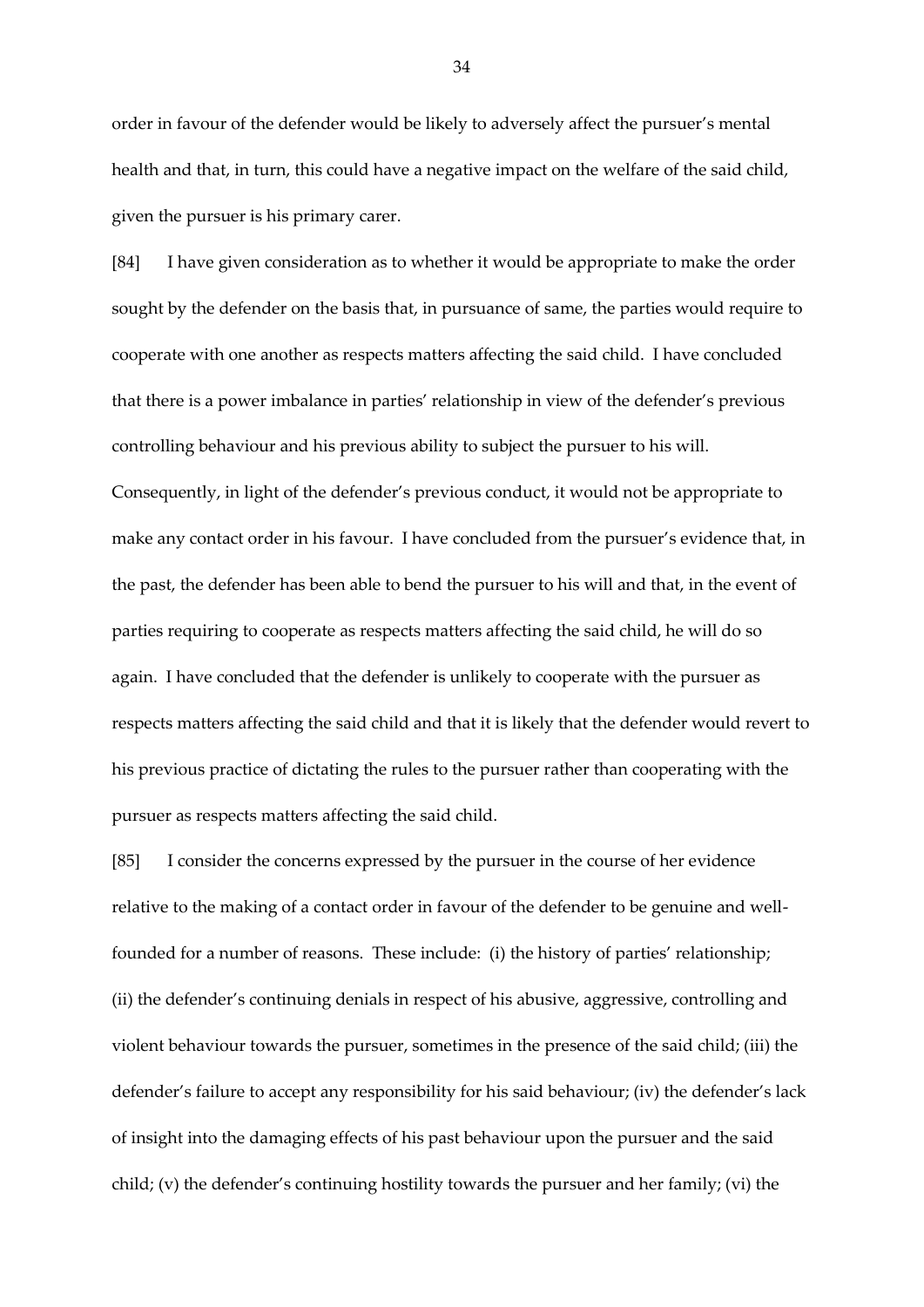order in favour of the defender would be likely to adversely affect the pursuer's mental health and that, in turn, this could have a negative impact on the welfare of the said child, given the pursuer is his primary carer.

[84] I have given consideration as to whether it would be appropriate to make the order sought by the defender on the basis that, in pursuance of same, the parties would require to cooperate with one another as respects matters affecting the said child. I have concluded that there is a power imbalance in parties' relationship in view of the defender's previous controlling behaviour and his previous ability to subject the pursuer to his will. Consequently, in light of the defender's previous conduct, it would not be appropriate to make any contact order in his favour. I have concluded from the pursuer's evidence that, in the past, the defender has been able to bend the pursuer to his will and that, in the event of parties requiring to cooperate as respects matters affecting the said child, he will do so again. I have concluded that the defender is unlikely to cooperate with the pursuer as respects matters affecting the said child and that it is likely that the defender would revert to his previous practice of dictating the rules to the pursuer rather than cooperating with the pursuer as respects matters affecting the said child.

[85] I consider the concerns expressed by the pursuer in the course of her evidence relative to the making of a contact order in favour of the defender to be genuine and well-founded for a number of reasons. These include: (i) the history of parties' relationship; (ii) the defender's continuing denials in respect of his abusive, aggressive, controlling and violent behaviour towards the pursuer, sometimes in the presence of the said child; (iii) the defender's failure to accept any responsibility for his said behaviour; (iv) the defender's lack of insight into the damaging effects of his past behaviour upon the pursuer and the said child; (v) the defender's continuing hostility towards the pursuer and her family; (vi) the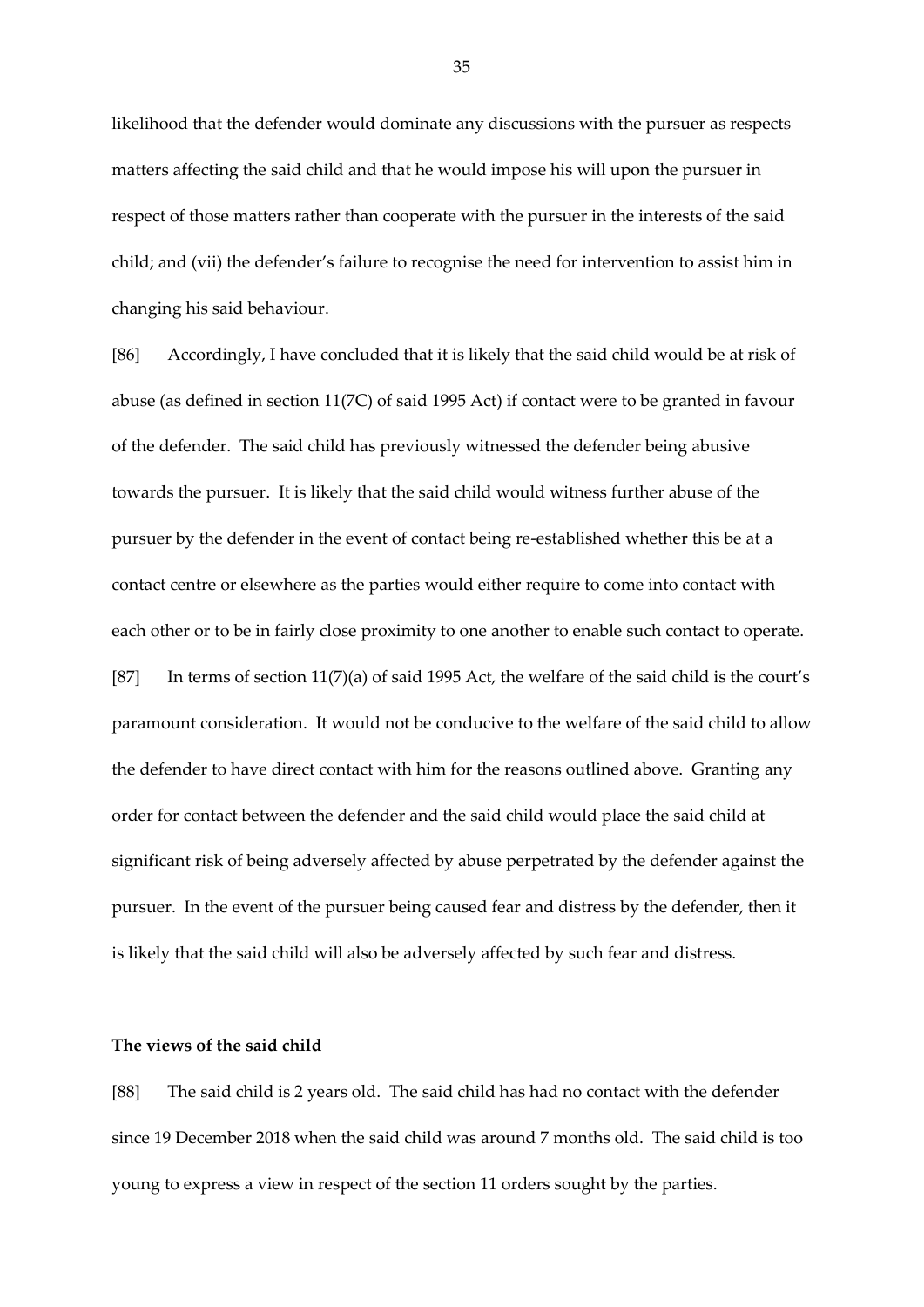likelihood that the defender would dominate any discussions with the pursuer as respects matters affecting the said child and that he would impose his will upon the pursuer in respect of those matters rather than cooperate with the pursuer in the interests of the said child; and (vii) the defender's failure to recognise the need for intervention to assist him in changing his said behaviour.

[86] Accordingly, I have concluded that it is likely that the said child would be at risk of abuse (as defined in section 11(7C) of said 1995 Act) if contact were to be granted in favour of the defender. The said child has previously witnessed the defender being abusive towards the pursuer. It is likely that the said child would witness further abuse of the pursuer by the defender in the event of contact being re-established whether this be at a contact centre or elsewhere as the parties would either require to come into contact with each other or to be in fairly close proximity to one another to enable such contact to operate.

[87] In terms of section 11(7)(a) of said 1995 Act, the welfare of the said child is the court's paramount consideration. It would not be conducive to the welfare of the said child to allow the defender to have direct contact with him for the reasons outlined above. Granting any order for contact between the defender and the said child would place the said child at significant risk of being adversely affected by abuse perpetrated by the defender against the pursuer. In the event of the pursuer being caused fear and distress by the defender, then it is likely that the said child will also be adversely affected by such fear and distress.

**The views of the said child**

[88] The said child is 2 years old. The said child has had no contact with the defender since 19 December 2018 when the said child was around 7 months old. The said child is too young to express a view in respect of the section 11 orders sought by the parties.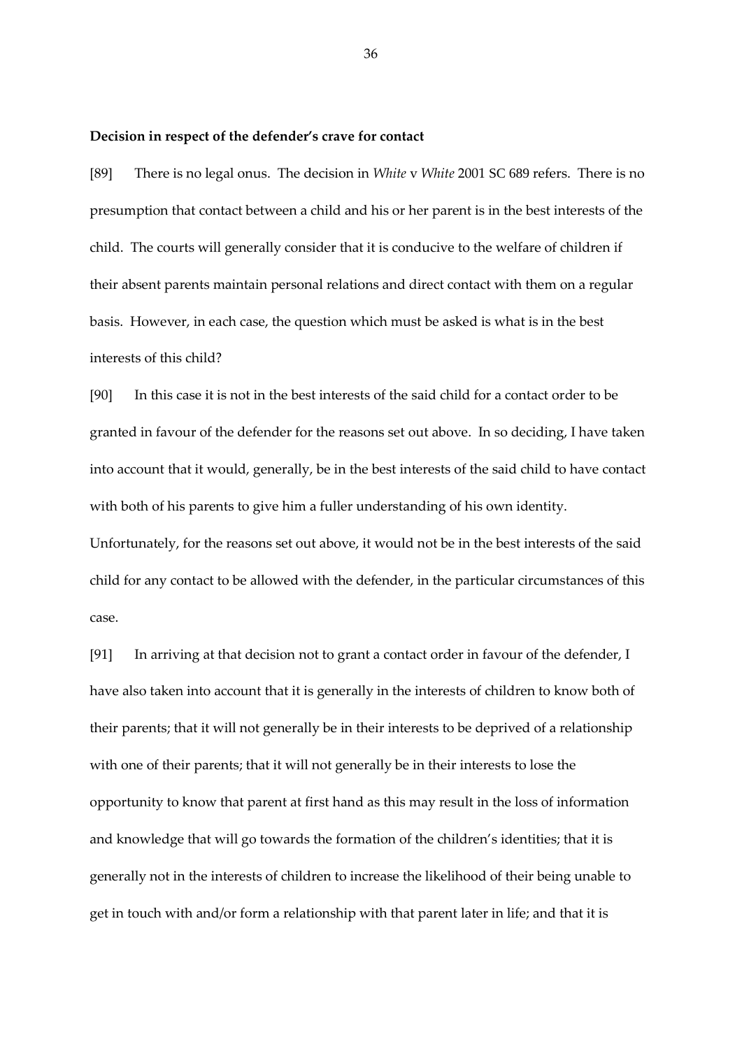**Decision in respect of the defender's crave for contact**

[89] There is no legal onus. The decision in *White* v *White* 2001 SC 689 refers. There is no presumption that contact between a child and his or her parent is in the best interests of the child. The courts will generally consider that it is conducive to the welfare of children if their absent parents maintain personal relations and direct contact with them on a regular basis. However, in each case, the question which must be asked is what is in the best interests of this child?

[90] In this case it is not in the best interests of the said child for a contact order to be granted in favour of the defender for the reasons set out above. In so deciding, I have taken into account that it would, generally, be in the best interests of the said child to have contact with both of his parents to give him a fuller understanding of his own identity. Unfortunately, for the reasons set out above, it would not be in the best interests of the said child for any contact to be allowed with the defender, in the particular circumstances of this case.

[91] In arriving at that decision not to grant a contact order in favour of the defender, I have also taken into account that it is generally in the interests of children to know both of their parents; that it will not generally be in their interests to be deprived of a relationship with one of their parents; that it will not generally be in their interests to lose the opportunity to know that parent at first hand as this may result in the loss of information and knowledge that will go towards the formation of the children's identities; that it is generally not in the interests of children to increase the likelihood of their being unable to get in touch with and/or form a relationship with that parent later in life; and that it is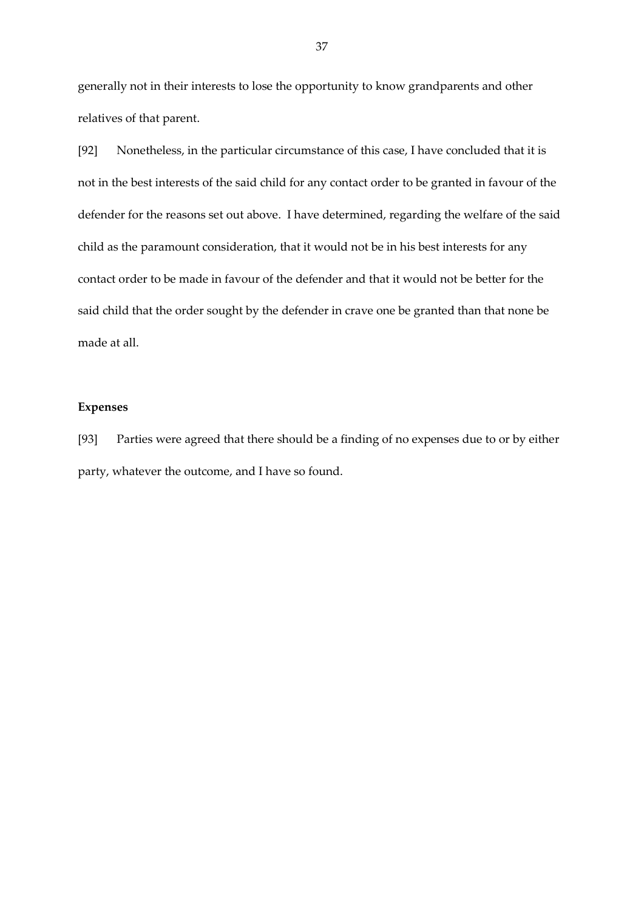generally not in their interests to lose the opportunity to know grandparents and other relatives of that parent.

[92] Nonetheless, in the particular circumstance of this case, I have concluded that it is not in the best interests of the said child for any contact order to be granted in favour of the defender for the reasons set out above. I have determined, regarding the welfare of the said child as the paramount consideration, that it would not be in his best interests for any contact order to be made in favour of the defender and that it would not be better for the said child that the order sought by the defender in crave one be granted than that none be made at all.

**Expenses**

[93] Parties were agreed that there should be a finding of no expenses due to or by either party, whatever the outcome, and I have so found.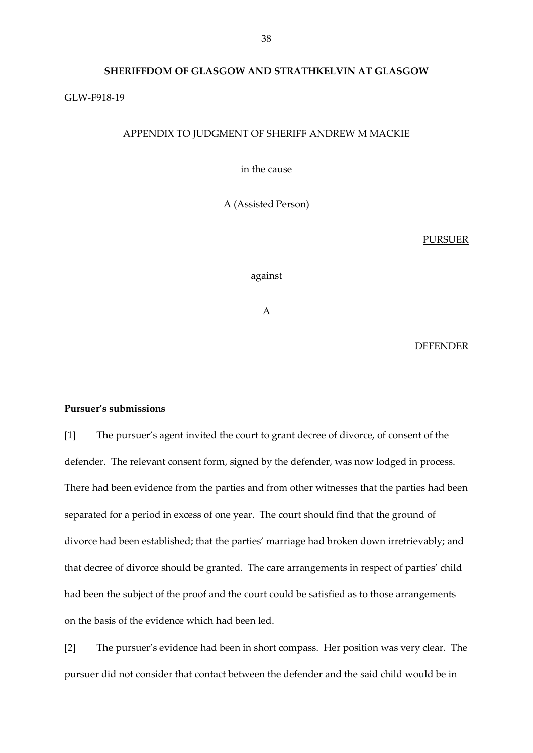**SHERIFFDOM OF GLASGOW AND STRATHKELVIN AT GLASGOW**

GLW-F918-19

APPENDIX TO JUDGMENT OF SHERIFF ANDREW M MACKIE

in the cause

A (Assisted Person)

PURSUER

against

A

DEFENDER

**Pursuer's submissions**

[1] The pursuer's agent invited the court to grant decree of divorce, of consent of the defender. The relevant consent form, signed by the defender, was now lodged in process. There had been evidence from the parties and from other witnesses that the parties had been separated for a period in excess of one year. The court should find that the ground of divorce had been established; that the parties' marriage had broken down irretrievably; and that decree of divorce should be granted. The care arrangements in respect of parties' child had been the subject of the proof and the court could be satisfied as to those arrangements on the basis of the evidence which had been led.

[2] The pursuer's evidence had been in short compass. Her position was very clear. The pursuer did not consider that contact between the defender and the said child would be in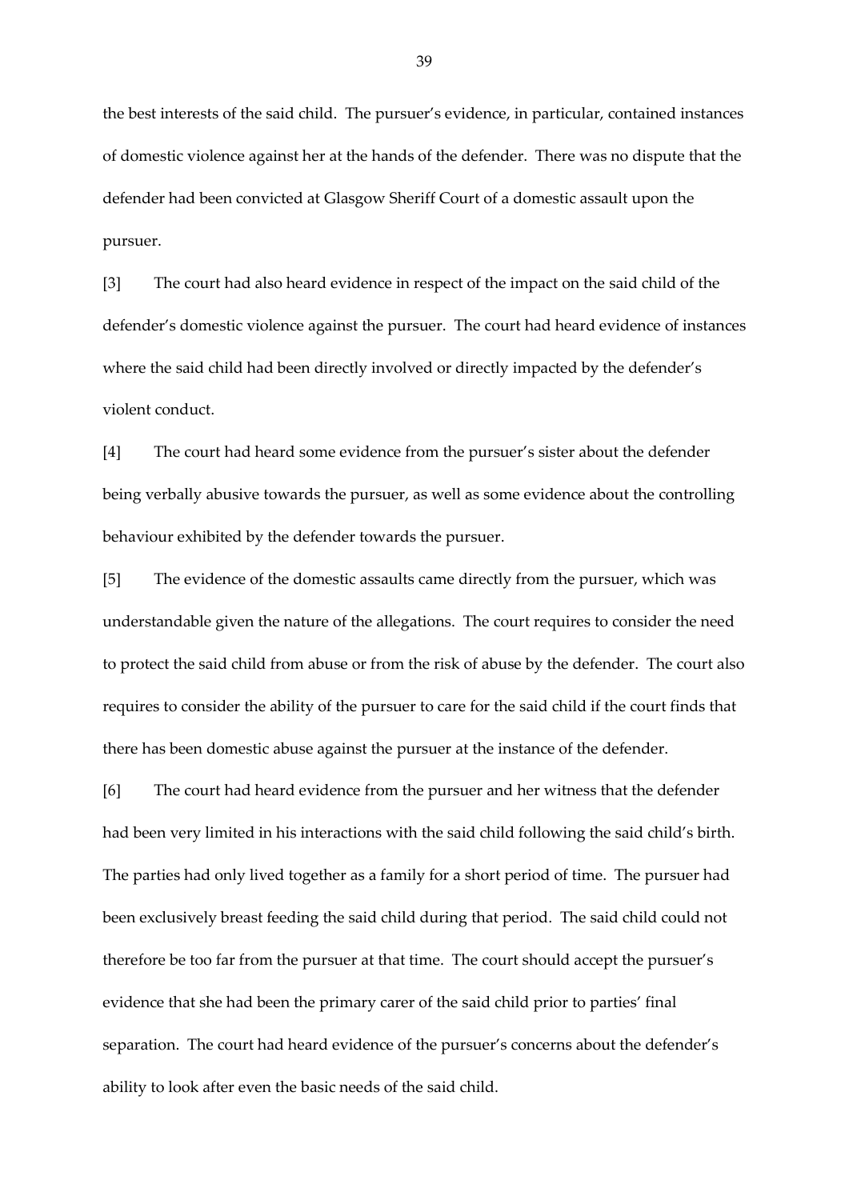the best interests of the said child. The pursuer's evidence, in particular, contained instances of domestic violence against her at the hands of the defender. There was no dispute that the defender had been convicted at Glasgow Sheriff Court of a domestic assault upon the pursuer.

[3] The court had also heard evidence in respect of the impact on the said child of the defender's domestic violence against the pursuer. The court had heard evidence of instances where the said child had been directly involved or directly impacted by the defender's violent conduct.

[4] The court had heard some evidence from the pursuer's sister about the defender being verbally abusive towards the pursuer, as well as some evidence about the controlling behaviour exhibited by the defender towards the pursuer.

[5] The evidence of the domestic assaults came directly from the pursuer, which was understandable given the nature of the allegations. The court requires to consider the need to protect the said child from abuse or from the risk of abuse by the defender. The court also requires to consider the ability of the pursuer to care for the said child if the court finds that there has been domestic abuse against the pursuer at the instance of the defender.

[6] The court had heard evidence from the pursuer and her witness that the defender had been very limited in his interactions with the said child following the said child's birth. The parties had only lived together as a family for a short period of time. The pursuer had been exclusively breast feeding the said child during that period. The said child could not therefore be too far from the pursuer at that time. The court should accept the pursuer's evidence that she had been the primary carer of the said child prior to parties' final separation. The court had heard evidence of the pursuer's concerns about the defender's ability to look after even the basic needs of the said child.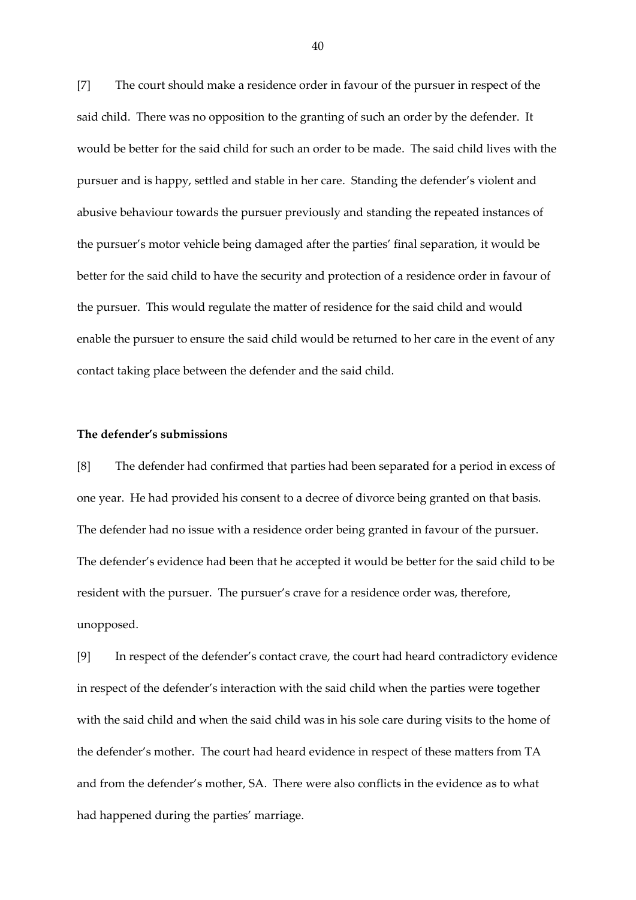[7] The court should make a residence order in favour of the pursuer in respect of the said child. There was no opposition to the granting of such an order by the defender. It would be better for the said child for such an order to be made. The said child lives with the pursuer and is happy, settled and stable in her care. Standing the defender's violent and abusive behaviour towards the pursuer previously and standing the repeated instances of the pursuer's motor vehicle being damaged after the parties' final separation, it would be better for the said child to have the security and protection of a residence order in favour of the pursuer. This would regulate the matter of residence for the said child and would enable the pursuer to ensure the said child would be returned to her care in the event of any contact taking place between the defender and the said child.

**The defender's submissions**

[8] The defender had confirmed that parties had been separated for a period in excess of one year. He had provided his consent to a decree of divorce being granted on that basis. The defender had no issue with a residence order being granted in favour of the pursuer. The defender's evidence had been that he accepted it would be better for the said child to be resident with the pursuer. The pursuer's crave for a residence order was, therefore, unopposed.

[9] In respect of the defender's contact crave, the court had heard contradictory evidence in respect of the defender's interaction with the said child when the parties were together with the said child and when the said child was in his sole care during visits to the home of the defender's mother. The court had heard evidence in respect of these matters from TA and from the defender's mother, SA. There were also conflicts in the evidence as to what had happened during the parties' marriage.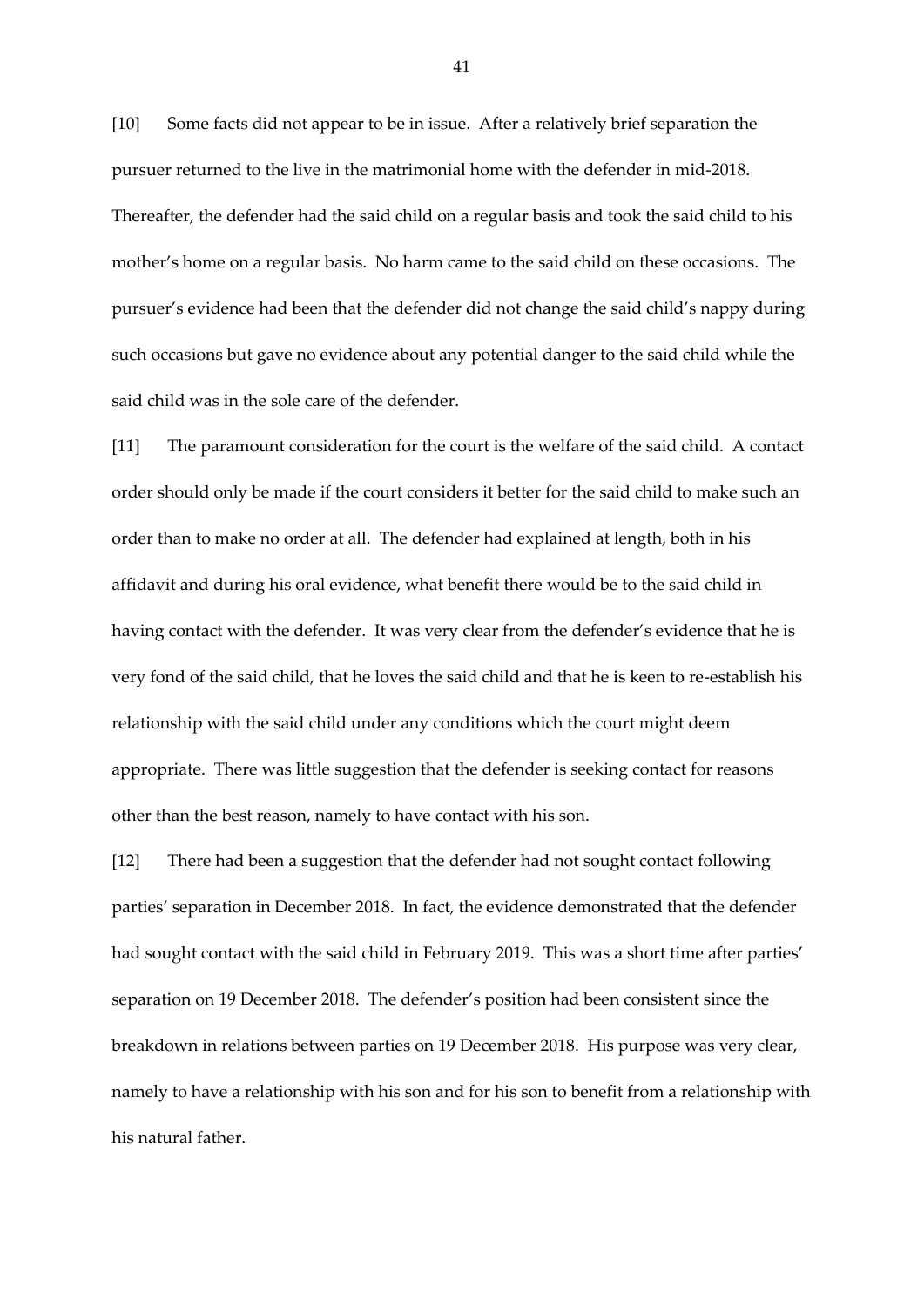[10] Some facts did not appear to be in issue. After a relatively brief separation the pursuer returned to the live in the matrimonial home with the defender in mid-2018. Thereafter, the defender had the said child on a regular basis and took the said child to his mother's home on a regular basis. No harm came to the said child on these occasions. The pursuer's evidence had been that the defender did not change the said child's nappy during such occasions but gave no evidence about any potential danger to the said child while the said child was in the sole care of the defender.

[11] The paramount consideration for the court is the welfare of the said child. A contact order should only be made if the court considers it better for the said child to make such an order than to make no order at all. The defender had explained at length, both in his affidavit and during his oral evidence, what benefit there would be to the said child in having contact with the defender. It was very clear from the defender's evidence that he is very fond of the said child, that he loves the said child and that he is keen to re-establish his relationship with the said child under any conditions which the court might deem appropriate. There was little suggestion that the defender is seeking contact for reasons other than the best reason, namely to have contact with his son.

[12] There had been a suggestion that the defender had not sought contact following parties' separation in December 2018. In fact, the evidence demonstrated that the defender had sought contact with the said child in February 2019. This was a short time after parties' separation on 19 December 2018. The defender's position had been consistent since the breakdown in relations between parties on 19 December 2018. His purpose was very clear, namely to have a relationship with his son and for his son to benefit from a relationship with his natural father.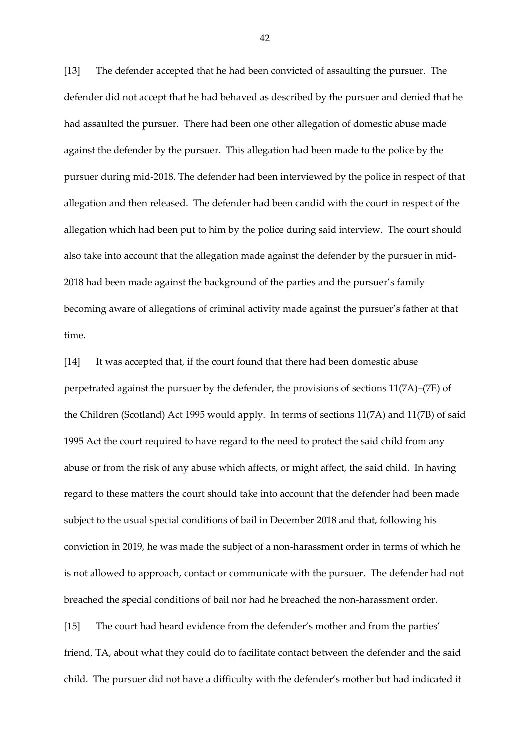[13] The defender accepted that he had been convicted of assaulting the pursuer. The defender did not accept that he had behaved as described by the pursuer and denied that he had assaulted the pursuer. There had been one other allegation of domestic abuse made against the defender by the pursuer. This allegation had been made to the police by the pursuer during mid-2018. The defender had been interviewed by the police in respect of that allegation and then released. The defender had been candid with the court in respect of the allegation which had been put to him by the police during said interview. The court should also take into account that the allegation made against the defender by the pursuer in mid-2018 had been made against the background of the parties and the pursuer's family becoming aware of allegations of criminal activity made against the pursuer's father at that time.

[14] It was accepted that, if the court found that there had been domestic abuse perpetrated against the pursuer by the defender, the provisions of sections 11(7A)–(7E) of the Children (Scotland) Act 1995 would apply. In terms of sections 11(7A) and 11(7B) of said 1995 Act the court required to have regard to the need to protect the said child from any abuse or from the risk of any abuse which affects, or might affect, the said child. In having regard to these matters the court should take into account that the defender had been made subject to the usual special conditions of bail in December 2018 and that, following his conviction in 2019, he was made the subject of a non-harassment order in terms of which he is not allowed to approach, contact or communicate with the pursuer. The defender had not breached the special conditions of bail nor had he breached the non-harassment order.

[15] The court had heard evidence from the defender's mother and from the parties' friend, TA, about what they could do to facilitate contact between the defender and the said child. The pursuer did not have a difficulty with the defender's mother but had indicated it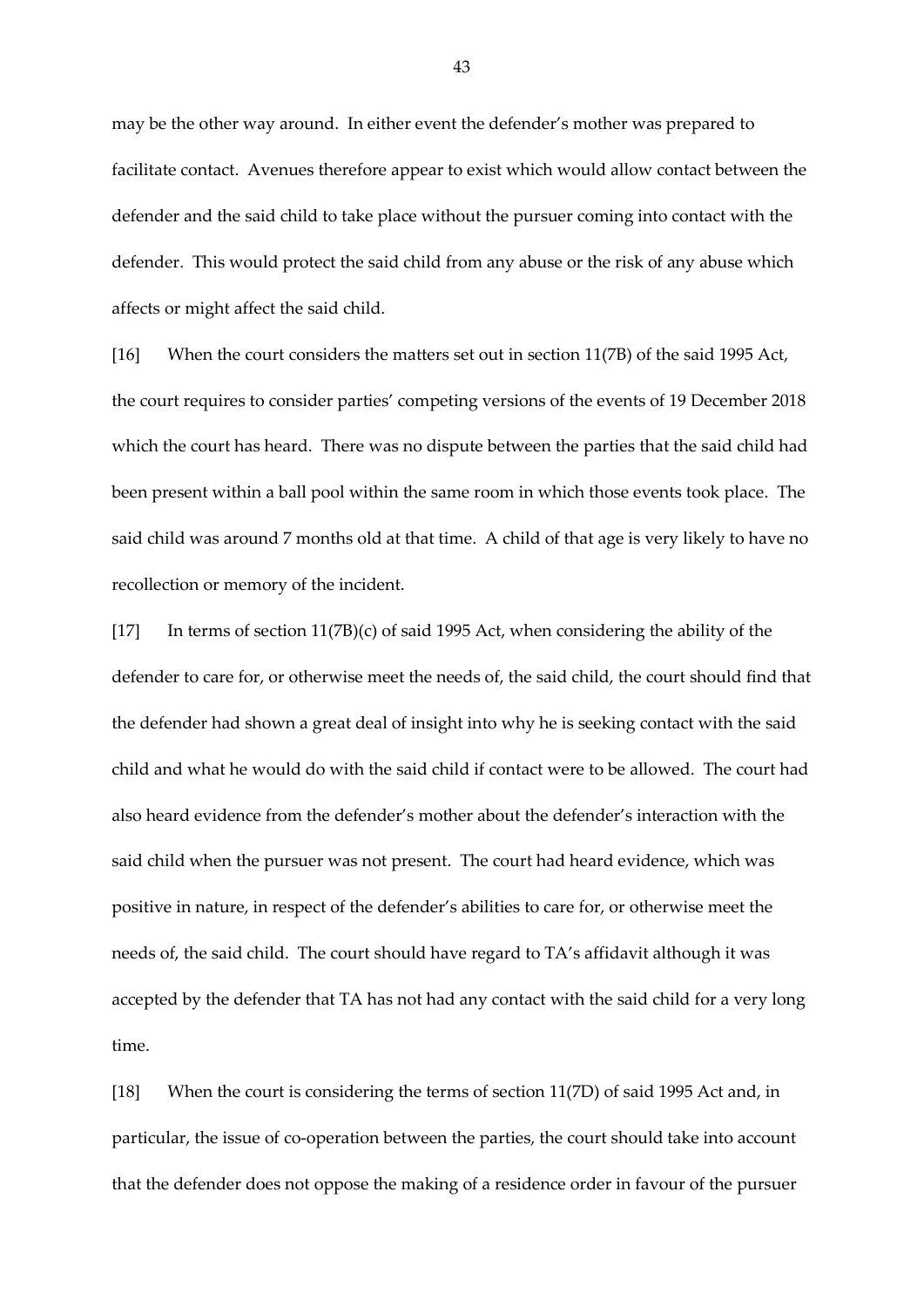may be the other way around. In either event the defender's mother was prepared to facilitate contact. Avenues therefore appear to exist which would allow contact between the defender and the said child to take place without the pursuer coming into contact with the defender. This would protect the said child from any abuse or the risk of any abuse which affects or might affect the said child.

[16] When the court considers the matters set out in section 11(7B) of the said 1995 Act, the court requires to consider parties' competing versions of the events of 19 December 2018 which the court has heard. There was no dispute between the parties that the said child had been present within a ball pool within the same room in which those events took place. The said child was around 7 months old at that time. A child of that age is very likely to have no recollection or memory of the incident.

[17] In terms of section 11(7B)(c) of said 1995 Act, when considering the ability of the defender to care for, or otherwise meet the needs of, the said child, the court should find that the defender had shown a great deal of insight into why he is seeking contact with the said child and what he would do with the said child if contact were to be allowed. The court had also heard evidence from the defender's mother about the defender's interaction with the said child when the pursuer was not present. The court had heard evidence, which was positive in nature, in respect of the defender's abilities to care for, or otherwise meet the needs of, the said child. The court should have regard to TA's affidavit although it was accepted by the defender that TA has not had any contact with the said child for a very long time.

[18] When the court is considering the terms of section 11(7D) of said 1995 Act and, in particular, the issue of co-operation between the parties, the court should take into account that the defender does not oppose the making of a residence order in favour of the pursuer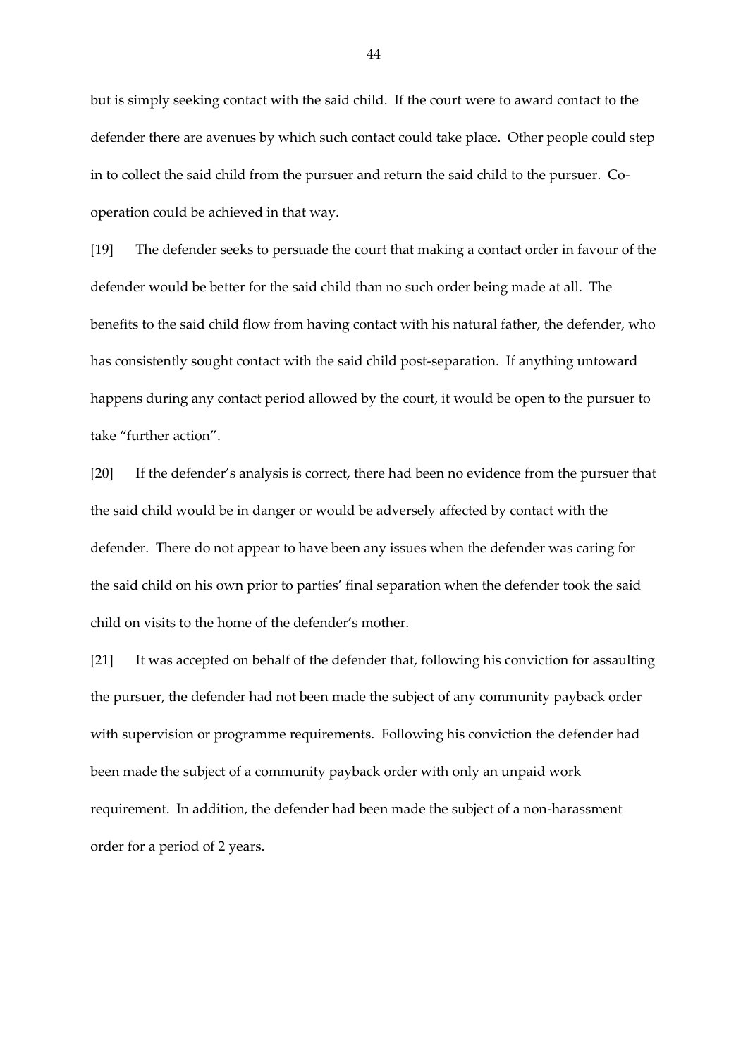but is simply seeking contact with the said child. If the court were to award contact to the defender there are avenues by which such contact could take place. Other people could step in to collect the said child from the pursuer and return the said child to the pursuer. Co-operation could be achieved in that way.

[19] The defender seeks to persuade the court that making a contact order in favour of the defender would be better for the said child than no such order being made at all. The benefits to the said child flow from having contact with his natural father, the defender, who has consistently sought contact with the said child post-separation. If anything untoward happens during any contact period allowed by the court, it would be open to the pursuer to take "further action".

[20] If the defender's analysis is correct, there had been no evidence from the pursuer that the said child would be in danger or would be adversely affected by contact with the defender. There do not appear to have been any issues when the defender was caring for the said child on his own prior to parties' final separation when the defender took the said child on visits to the home of the defender's mother.

[21] It was accepted on behalf of the defender that, following his conviction for assaulting the pursuer, the defender had not been made the subject of any community payback order with supervision or programme requirements. Following his conviction the defender had been made the subject of a community payback order with only an unpaid work requirement. In addition, the defender had been made the subject of a non-harassment order for a period of 2 years.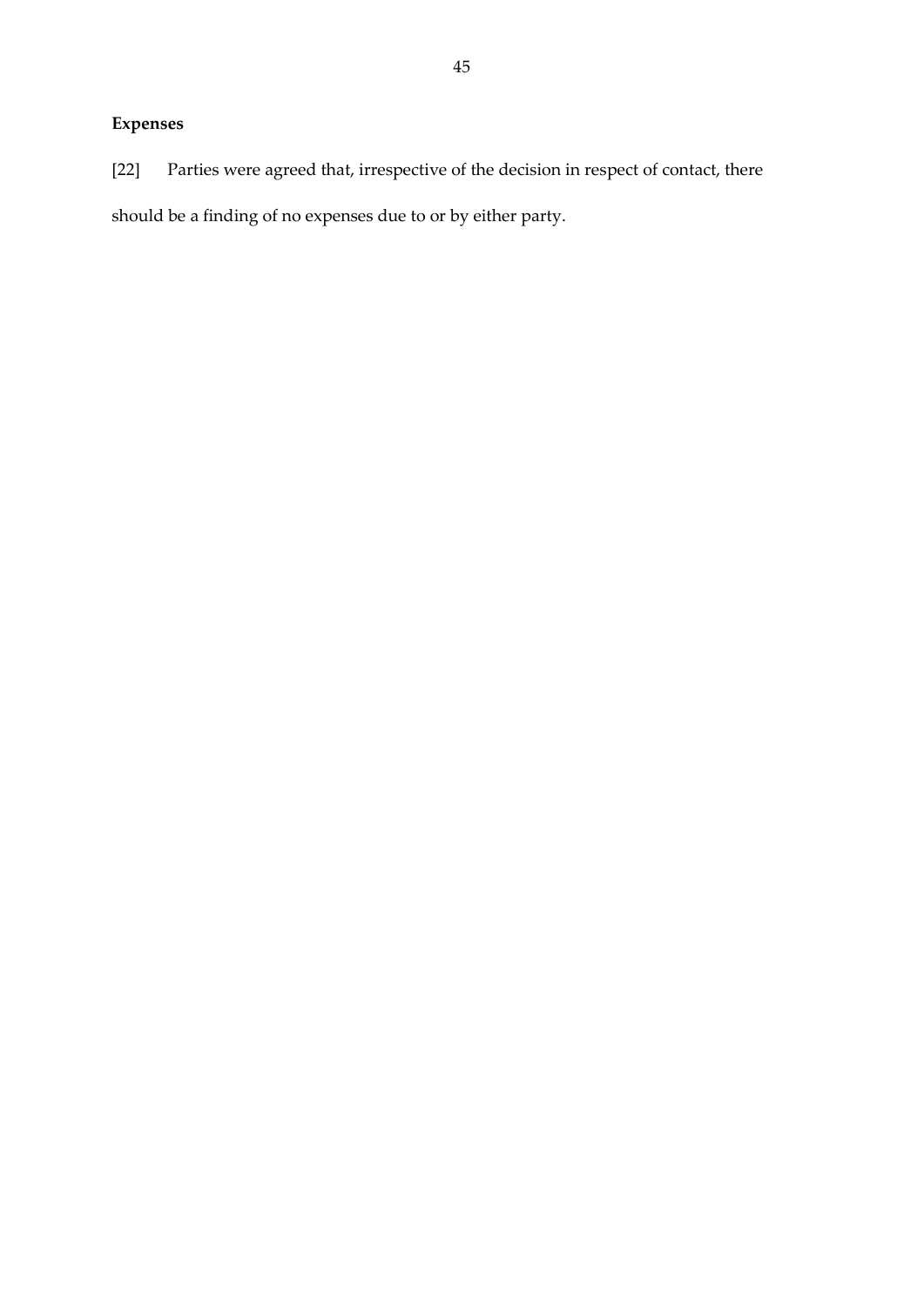**Expenses**

[22] Parties were agreed that, irrespective of the decision in respect of contact, there should be a finding of no expenses due to or by either party.